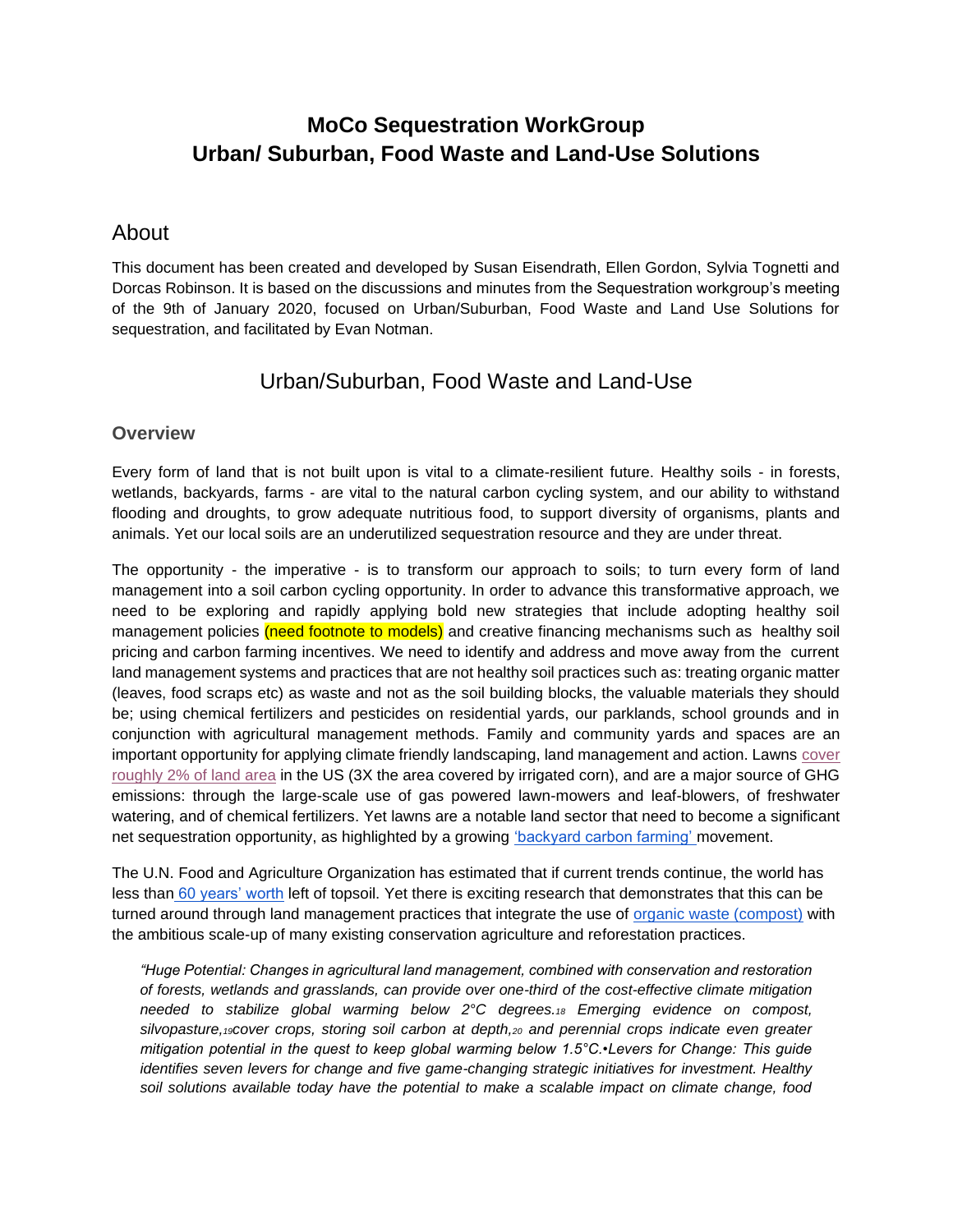# MoCo Sequestration WorkGroup
# Urban/ Suburban, Food Waste and Land-Use Solutions

## About

This document has been created and developed by Susan Eisendrath, Ellen Gordon, Sylvia Tognetti and Dorcas Robinson. It is based on the discussions and minutes from the Sequestration workgroup's meeting of the 9th of January 2020, focused on Urban/Suburban, Food Waste and Land Use Solutions for sequestration, and facilitated by Evan Notman.

## Urban/Suburban, Food Waste and Land-Use

### Overview

Every form of land that is not built upon is vital to a climate-resilient future. Healthy soils - in forests, wetlands, backyards, farms - are vital to the natural carbon cycling system, and our ability to withstand flooding and droughts, to grow adequate nutritious food, to support diversity of organisms, plants and animals. Yet our local soils are an underutilized sequestration resource and they are under threat.

The opportunity - the imperative - is to transform our approach to soils; to turn every form of land management into a soil carbon cycling opportunity. In order to advance this transformative approach, we need to be exploring and rapidly applying bold new strategies that include adopting healthy soil management policies (need footnote to models) and creative financing mechanisms such as healthy soil pricing and carbon farming incentives. We need to identify and address and move away from the current land management systems and practices that are not healthy soil practices such as: treating organic matter (leaves, food scraps etc) as waste and not as the soil building blocks, the valuable materials they should be; using chemical fertilizers and pesticides on residential yards, our parklands, school grounds and in conjunction with agricultural management methods. Family and community yards and spaces are an important opportunity for applying climate friendly landscaping, land management and action. Lawns cover roughly 2% of land area in the US (3X the area covered by irrigated corn), and are a major source of GHG emissions: through the large-scale use of gas powered lawn-mowers and leaf-blowers, of freshwater watering, and of chemical fertilizers. Yet lawns are a notable land sector that need to become a significant net sequestration opportunity, as highlighted by a growing 'backyard carbon farming' movement.

The U.N. Food and Agriculture Organization has estimated that if current trends continue, the world has less than 60 years' worth left of topsoil. Yet there is exciting research that demonstrates that this can be turned around through land management practices that integrate the use of organic waste (compost) with the ambitious scale-up of many existing conservation agriculture and reforestation practices.

> *"Huge Potential: Changes in agricultural land management, combined with conservation and restoration of forests, wetlands and grasslands, can provide over one-third of the cost-effective climate mitigation needed to stabilize global warming below 2°C degrees.[18] Emerging evidence on compost, silvopasture,[19] cover crops, storing soil carbon at depth,[20] and perennial crops indicate even greater mitigation potential in the quest to keep global warming below 1.5°C.•Levers for Change: This guide identifies seven levers for change and five game-changing strategic initiatives for investment. Healthy soil solutions available today have the potential to make a scalable impact on climate change, food*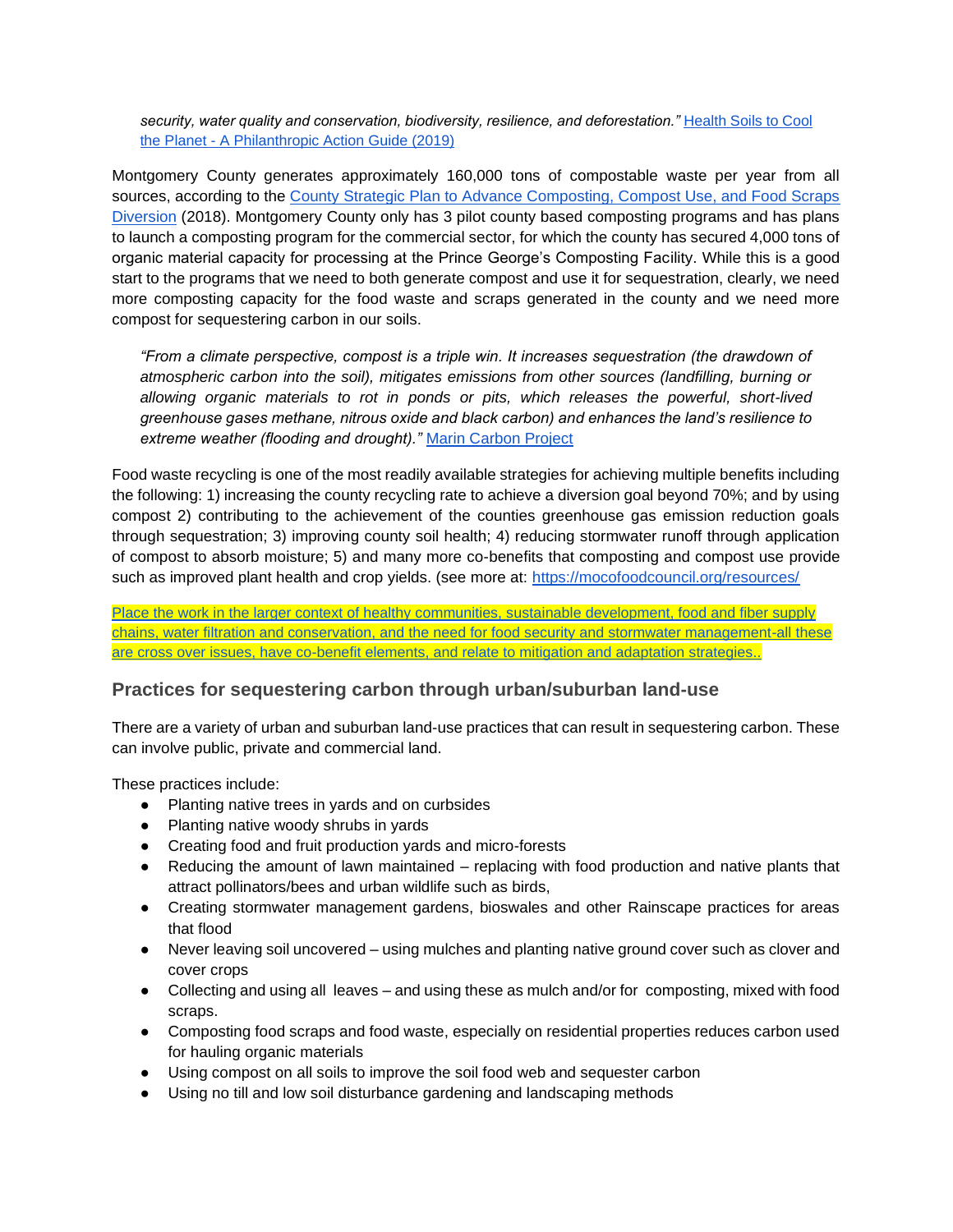*security, water quality and conservation, biodiversity, resilience, and deforestation."* [Health Soils to Cool the Planet - A Philanthropic Action Guide (2019)]

Montgomery County generates approximately 160,000 tons of compostable waste per year from all sources, according to the County Strategic Plan to Advance Composting, Compost Use, and Food Scraps Diversion (2018). Montgomery County only has 3 pilot county based composting programs and has plans to launch a composting program for the commercial sector, for which the county has secured 4,000 tons of organic material capacity for processing at the Prince George's Composting Facility. While this is a good start to the programs that we need to both generate compost and use it for sequestration, clearly, we need more composting capacity for the food waste and scraps generated in the county and we need more compost for sequestering carbon in our soils.

> *"From a climate perspective, compost is a triple win. It increases sequestration (the drawdown of atmospheric carbon into the soil), mitigates emissions from other sources (landfilling, burning or allowing organic materials to rot in ponds or pits, which releases the powerful, short-lived greenhouse gases methane, nitrous oxide and black carbon) and enhances the land's resilience to extreme weather (flooding and drought)."* Marin Carbon Project

Food waste recycling is one of the most readily available strategies for achieving multiple benefits including the following: 1) increasing the county recycling rate to achieve a diversion goal beyond 70%; and by using compost 2) contributing to the achievement of the counties greenhouse gas emission reduction goals through sequestration; 3) improving county soil health; 4) reducing stormwater runoff through application of compost to absorb moisture; 5) and many more co-benefits that composting and compost use provide such as improved plant health and crop yields. (see more at: https://mocofoodcouncil.org/resources/

Place the work in the larger context of healthy communities, sustainable development, food and fiber supply chains, water filtration and conservation, and the need for food security and stormwater management-all these are cross over issues, have co-benefit elements, and relate to mitigation and adaptation strategies..

## Practices for sequestering carbon through urban/suburban land-use

There are a variety of urban and suburban land-use practices that can result in sequestering carbon. These can involve public, private and commercial land.

These practices include:

- Planting native trees in yards and on curbsides
- Planting native woody shrubs in yards
- Creating food and fruit production yards and micro-forests
- Reducing the amount of lawn maintained – replacing with food production and native plants that attract pollinators/bees and urban wildlife such as birds,
- Creating stormwater management gardens, bioswales and other Rainscape practices for areas that flood
- Never leaving soil uncovered – using mulches and planting native ground cover such as clover and cover crops
- Collecting and using all leaves – and using these as mulch and/or for composting, mixed with food scraps.
- Composting food scraps and food waste, especially on residential properties reduces carbon used for hauling organic materials
- Using compost on all soils to improve the soil food web and sequester carbon
- Using no till and low soil disturbance gardening and landscaping methods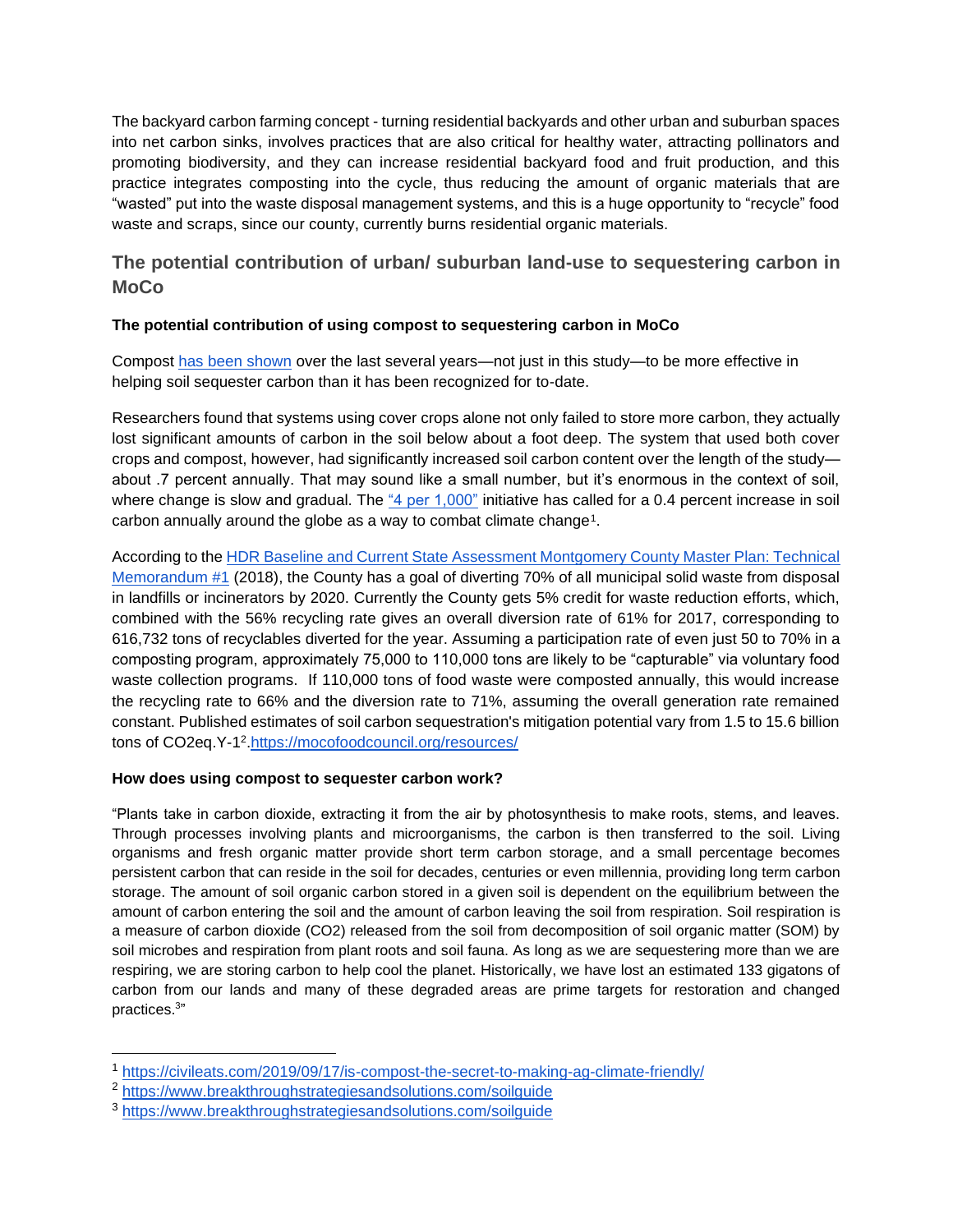The backyard carbon farming concept - turning residential backyards and other urban and suburban spaces into net carbon sinks, involves practices that are also critical for healthy water, attracting pollinators and promoting biodiversity, and they can increase residential backyard food and fruit production, and this practice integrates composting into the cycle, thus reducing the amount of organic materials that are "wasted" put into the waste disposal management systems, and this is a huge opportunity to "recycle" food waste and scraps, since our county, currently burns residential organic materials.

## The potential contribution of urban/ suburban land-use to sequestering carbon in MoCo

### The potential contribution of using compost to sequestering carbon in MoCo

Compost has been shown over the last several years—not just in this study—to be more effective in helping soil sequester carbon than it has been recognized for to-date.

Researchers found that systems using cover crops alone not only failed to store more carbon, they actually lost significant amounts of carbon in the soil below about a foot deep. The system that used both cover crops and compost, however, had significantly increased soil carbon content over the length of the study—about .7 percent annually. That may sound like a small number, but it's enormous in the context of soil, where change is slow and gradual. The "4 per 1,000" initiative has called for a 0.4 percent increase in soil carbon annually around the globe as a way to combat climate change[1].

According to the HDR Baseline and Current State Assessment Montgomery County Master Plan: Technical Memorandum #1 (2018), the County has a goal of diverting 70% of all municipal solid waste from disposal in landfills or incinerators by 2020. Currently the County gets 5% credit for waste reduction efforts, which, combined with the 56% recycling rate gives an overall diversion rate of 61% for 2017, corresponding to 616,732 tons of recyclables diverted for the year. Assuming a participation rate of even just 50 to 70% in a composting program, approximately 75,000 to 110,000 tons are likely to be "capturable" via voluntary food waste collection programs. If 110,000 tons of food waste were composted annually, this would increase the recycling rate to 66% and the diversion rate to 71%, assuming the overall generation rate remained constant. Published estimates of soil carbon sequestration's mitigation potential vary from 1.5 to 15.6 billion tons of CO2eq.Y-1[2].https://mocofoodcouncil.org/resources/

### How does using compost to sequester carbon work?

"Plants take in carbon dioxide, extracting it from the air by photosynthesis to make roots, stems, and leaves. Through processes involving plants and microorganisms, the carbon is then transferred to the soil. Living organisms and fresh organic matter provide short term carbon storage, and a small percentage becomes persistent carbon that can reside in the soil for decades, centuries or even millennia, providing long term carbon storage. The amount of soil organic carbon stored in a given soil is dependent on the equilibrium between the amount of carbon entering the soil and the amount of carbon leaving the soil from respiration. Soil respiration is a measure of carbon dioxide ($CO_2$) released from the soil from decomposition of soil organic matter (SOM) by soil microbes and respiration from plant roots and soil fauna. As long as we are sequestering more than we are respiring, we are storing carbon to help cool the planet. Historically, we have lost an estimated 133 gigatons of carbon from our lands and many of these degraded areas are prime targets for restoration and changed practices.[3]"

---

[1] https://civileats.com/2019/09/17/is-compost-the-secret-to-making-ag-climate-friendly/

[2] https://www.breakthroughstrategiesandsolutions.com/soilguide

[3] https://www.breakthroughstrategiesandsolutions.com/soilguide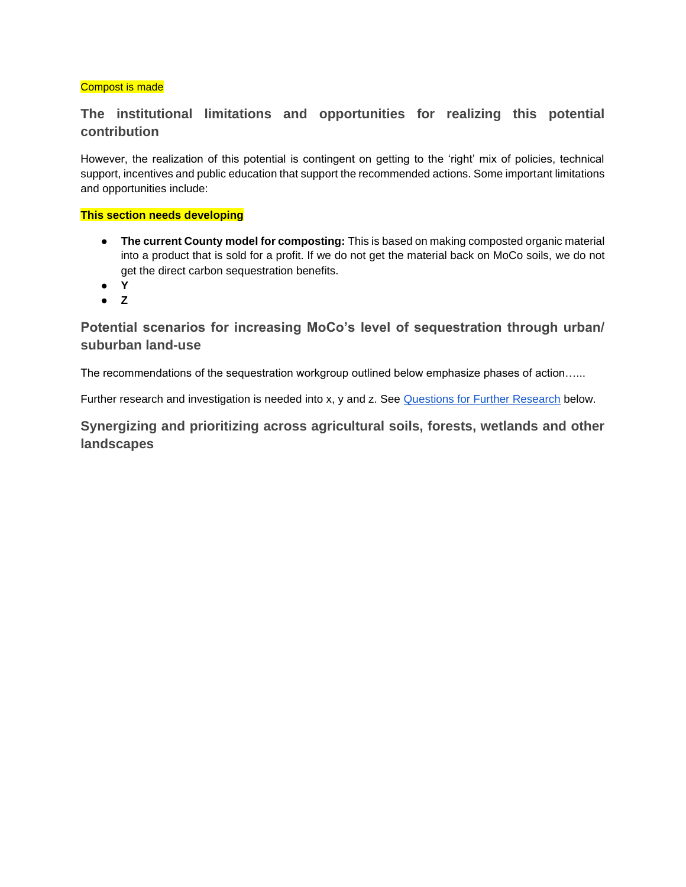Compost is made

## The institutional limitations and opportunities for realizing this potential contribution

However, the realization of this potential is contingent on getting to the 'right' mix of policies, technical support, incentives and public education that support the recommended actions. Some important limitations and opportunities include:

**This section needs developing**

- **The current County model for composting:** This is based on making composted organic material into a product that is sold for a profit. If we do not get the material back on MoCo soils, we do not get the direct carbon sequestration benefits.
- **Y**
- **Z**

## Potential scenarios for increasing MoCo's level of sequestration through urban/ suburban land-use

The recommendations of the sequestration workgroup outlined below emphasize phases of action…...

Further research and investigation is needed into x, y and z. See Questions for Further Research below.

## Synergizing and prioritizing across agricultural soils, forests, wetlands and other landscapes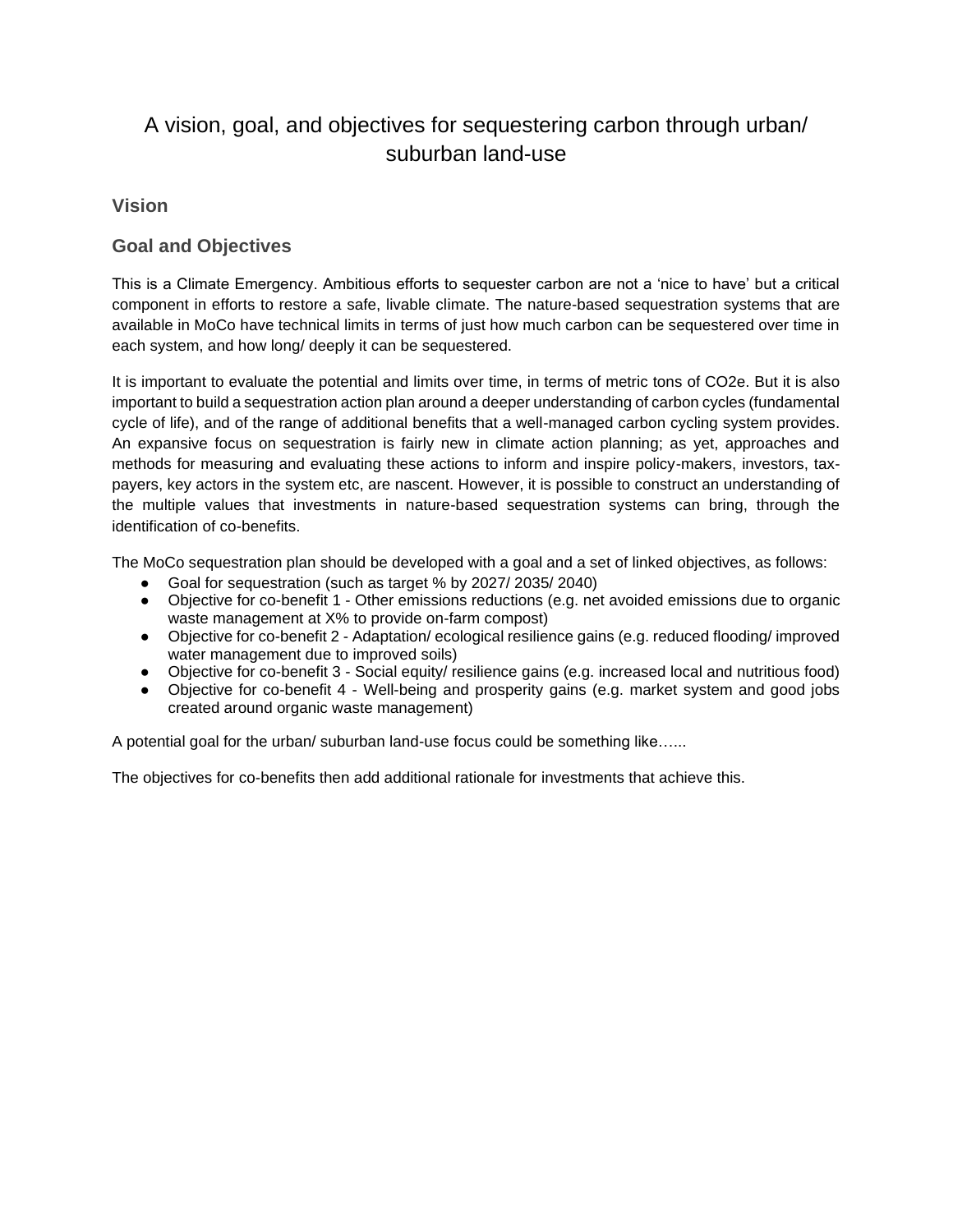# A vision, goal, and objectives for sequestering carbon through urban/ suburban land-use

## Vision

## Goal and Objectives

This is a Climate Emergency. Ambitious efforts to sequester carbon are not a 'nice to have' but a critical component in efforts to restore a safe, livable climate. The nature-based sequestration systems that are available in MoCo have technical limits in terms of just how much carbon can be sequestered over time in each system, and how long/ deeply it can be sequestered.

It is important to evaluate the potential and limits over time, in terms of metric tons of $CO_2e$. But it is also important to build a sequestration action plan around a deeper understanding of carbon cycles (fundamental cycle of life), and of the range of additional benefits that a well-managed carbon cycling system provides. An expansive focus on sequestration is fairly new in climate action planning; as yet, approaches and methods for measuring and evaluating these actions to inform and inspire policy-makers, investors, tax-payers, key actors in the system etc, are nascent. However, it is possible to construct an understanding of the multiple values that investments in nature-based sequestration systems can bring, through the identification of co-benefits.

The MoCo sequestration plan should be developed with a goal and a set of linked objectives, as follows:

- Goal for sequestration (such as target % by 2027/ 2035/ 2040)
- Objective for co-benefit 1 - Other emissions reductions (e.g. net avoided emissions due to organic waste management at X% to provide on-farm compost)
- Objective for co-benefit 2 - Adaptation/ ecological resilience gains (e.g. reduced flooding/ improved water management due to improved soils)
- Objective for co-benefit 3 - Social equity/ resilience gains (e.g. increased local and nutritious food)
- Objective for co-benefit 4 - Well-being and prosperity gains (e.g. market system and good jobs created around organic waste management)

A potential goal for the urban/ suburban land-use focus could be something like…...

The objectives for co-benefits then add additional rationale for investments that achieve this.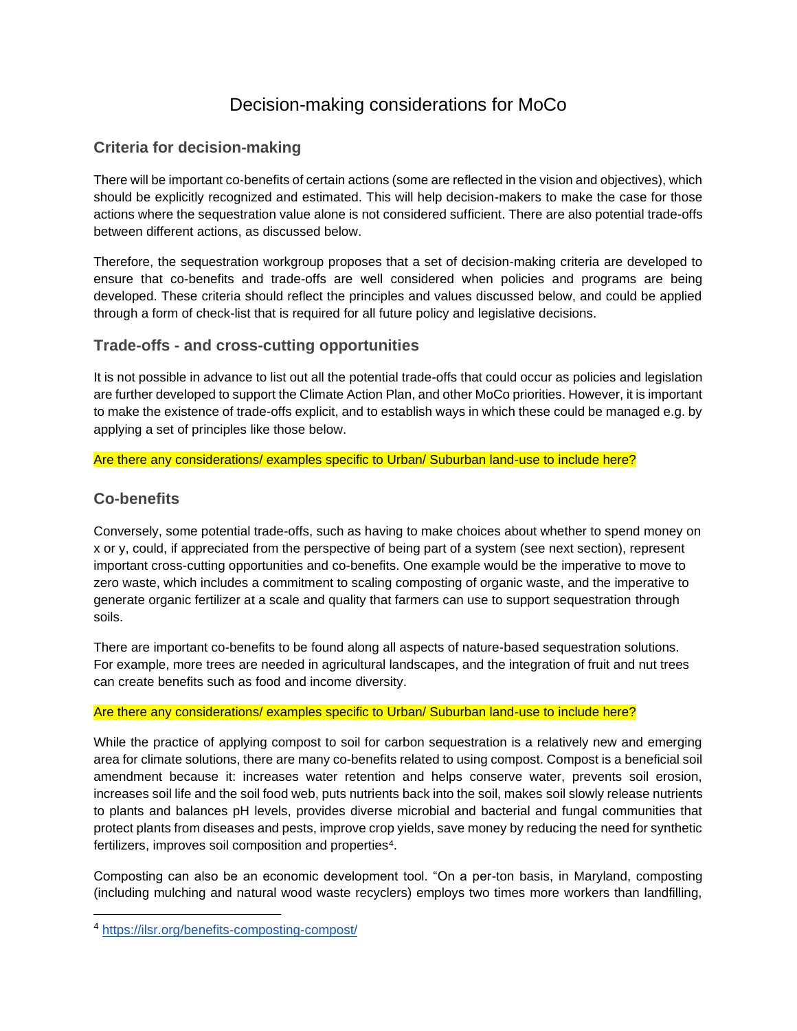# Decision-making considerations for MoCo

## Criteria for decision-making

There will be important co-benefits of certain actions (some are reflected in the vision and objectives), which should be explicitly recognized and estimated. This will help decision-makers to make the case for those actions where the sequestration value alone is not considered sufficient. There are also potential trade-offs between different actions, as discussed below.

Therefore, the sequestration workgroup proposes that a set of decision-making criteria are developed to ensure that co-benefits and trade-offs are well considered when policies and programs are being developed. These criteria should reflect the principles and values discussed below, and could be applied through a form of check-list that is required for all future policy and legislative decisions.

## Trade-offs - and cross-cutting opportunities

It is not possible in advance to list out all the potential trade-offs that could occur as policies and legislation are further developed to support the Climate Action Plan, and other MoCo priorities. However, it is important to make the existence of trade-offs explicit, and to establish ways in which these could be managed e.g. by applying a set of principles like those below.

Are there any considerations/ examples specific to Urban/ Suburban land-use to include here?

## Co-benefits

Conversely, some potential trade-offs, such as having to make choices about whether to spend money on x or y, could, if appreciated from the perspective of being part of a system (see next section), represent important cross-cutting opportunities and co-benefits. One example would be the imperative to move to zero waste, which includes a commitment to scaling composting of organic waste, and the imperative to generate organic fertilizer at a scale and quality that farmers can use to support sequestration through soils.

There are important co-benefits to be found along all aspects of nature-based sequestration solutions. For example, more trees are needed in agricultural landscapes, and the integration of fruit and nut trees can create benefits such as food and income diversity.

Are there any considerations/ examples specific to Urban/ Suburban land-use to include here?

While the practice of applying compost to soil for carbon sequestration is a relatively new and emerging area for climate solutions, there are many co-benefits related to using compost. Compost is a beneficial soil amendment because it: increases water retention and helps conserve water, prevents soil erosion, increases soil life and the soil food web, puts nutrients back into the soil, makes soil slowly release nutrients to plants and balances pH levels, provides diverse microbial and bacterial and fungal communities that protect plants from diseases and pests, improve crop yields, save money by reducing the need for synthetic fertilizers, improves soil composition and properties[4].

Composting can also be an economic development tool. "On a per-ton basis, in Maryland, composting (including mulching and natural wood waste recyclers) employs two times more workers than landfilling,

[4] https://ilsr.org/benefits-composting-compost/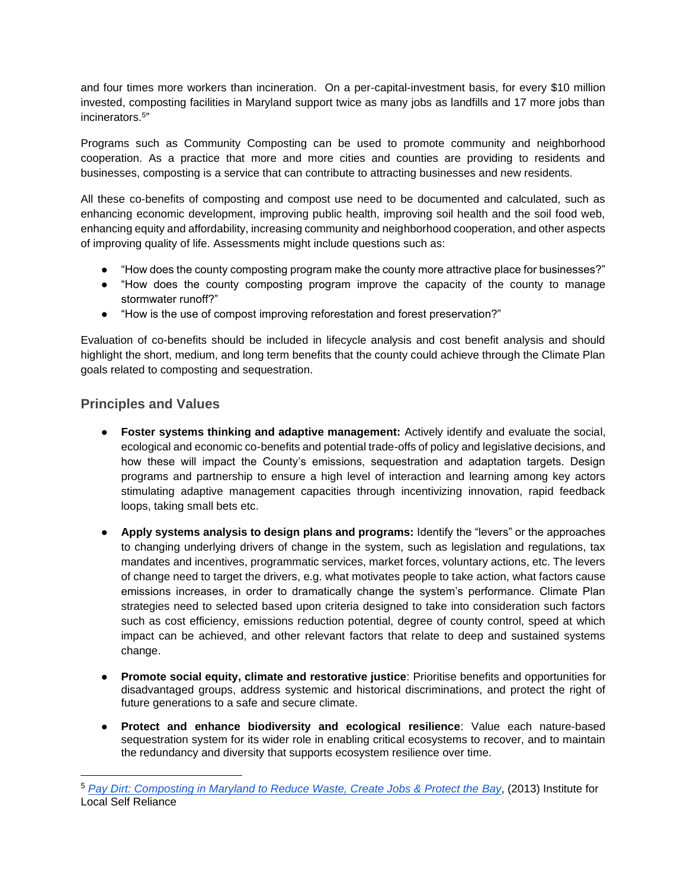and four times more workers than incineration. On a per-capital-investment basis, for every $10 million invested, composting facilities in Maryland support twice as many jobs as landfills and 17 more jobs than incinerators.[5]"

Programs such as Community Composting can be used to promote community and neighborhood cooperation. As a practice that more and more cities and counties are providing to residents and businesses, composting is a service that can contribute to attracting businesses and new residents.

All these co-benefits of composting and compost use need to be documented and calculated, such as enhancing economic development, improving public health, improving soil health and the soil food web, enhancing equity and affordability, increasing community and neighborhood cooperation, and other aspects of improving quality of life. Assessments might include questions such as:

- "How does the county composting program make the county more attractive place for businesses?"
- "How does the county composting program improve the capacity of the county to manage stormwater runoff?"
- "How is the use of compost improving reforestation and forest preservation?"

Evaluation of co-benefits should be included in lifecycle analysis and cost benefit analysis and should highlight the short, medium, and long term benefits that the county could achieve through the Climate Plan goals related to composting and sequestration.

## Principles and Values

- **Foster systems thinking and adaptive management:** Actively identify and evaluate the social, ecological and economic co-benefits and potential trade-offs of policy and legislative decisions, and how these will impact the County's emissions, sequestration and adaptation targets. Design programs and partnership to ensure a high level of interaction and learning among key actors stimulating adaptive management capacities through incentivizing innovation, rapid feedback loops, taking small bets etc.

- **Apply systems analysis to design plans and programs:** Identify the "levers" or the approaches to changing underlying drivers of change in the system, such as legislation and regulations, tax mandates and incentives, programmatic services, market forces, voluntary actions, etc. The levers of change need to target the drivers, e.g. what motivates people to take action, what factors cause emissions increases, in order to dramatically change the system's performance. Climate Plan strategies need to selected based upon criteria designed to take into consideration such factors such as cost efficiency, emissions reduction potential, degree of county control, speed at which impact can be achieved, and other relevant factors that relate to deep and sustained systems change.

- **Promote social equity, climate and restorative justice**: Prioritise benefits and opportunities for disadvantaged groups, address systemic and historical discriminations, and protect the right of future generations to a safe and secure climate.

- **Protect and enhance biodiversity and ecological resilience**: Value each nature-based sequestration system for its wider role in enabling critical ecosystems to recover, and to maintain the redundancy and diversity that supports ecosystem resilience over time.

---

[5] *Pay Dirt: Composting in Maryland to Reduce Waste, Create Jobs & Protect the Bay*, (2013) Institute for Local Self Reliance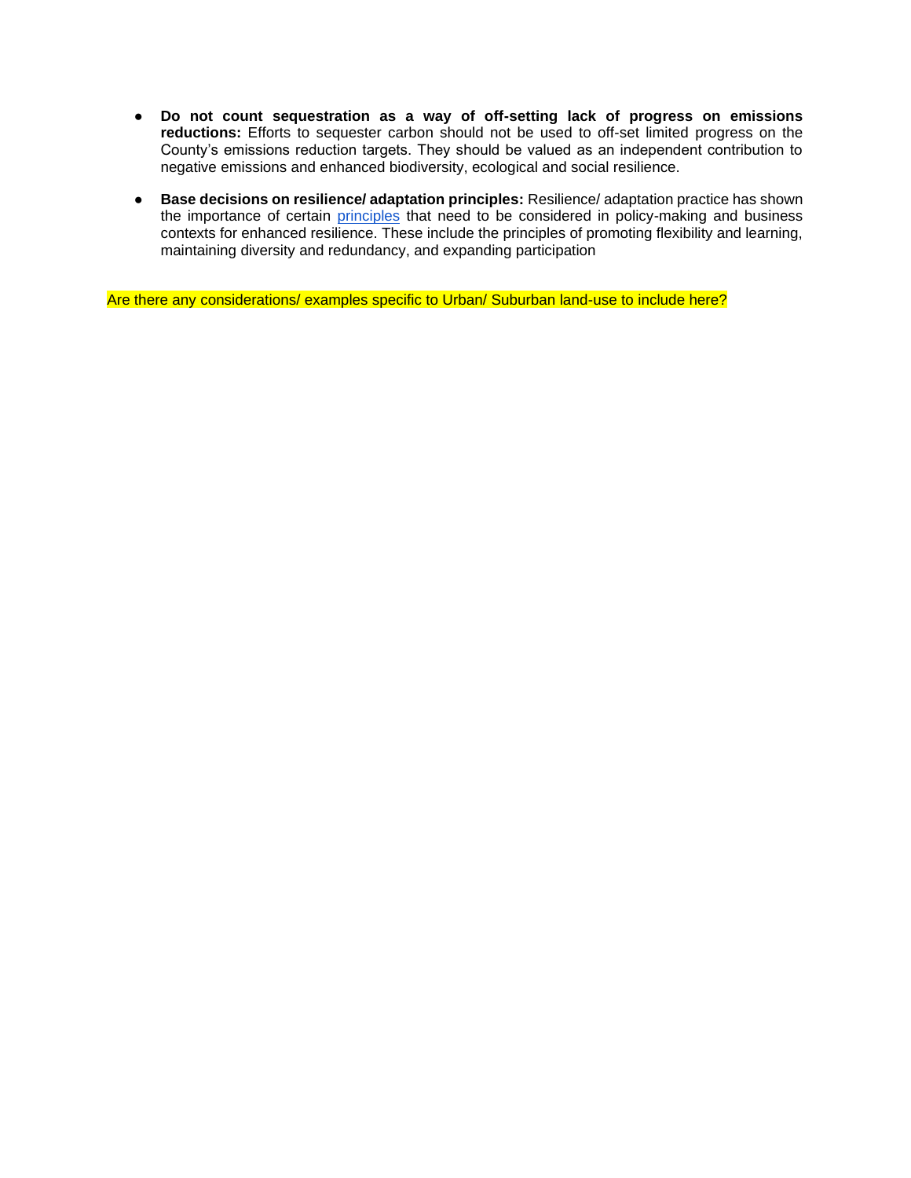- **Do not count sequestration as a way of off-setting lack of progress on emissions reductions:** Efforts to sequester carbon should not be used to off-set limited progress on the County's emissions reduction targets. They should be valued as an independent contribution to negative emissions and enhanced biodiversity, ecological and social resilience.

- **Base decisions on resilience/ adaptation principles:** Resilience/ adaptation practice has shown the importance of certain principles that need to be considered in policy-making and business contexts for enhanced resilience. These include the principles of promoting flexibility and learning, maintaining diversity and redundancy, and expanding participation

Are there any considerations/ examples specific to Urban/ Suburban land-use to include here?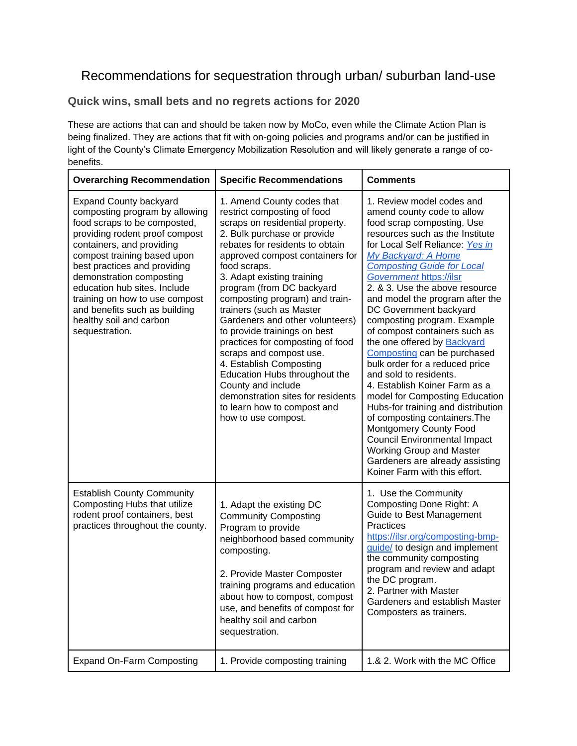# Recommendations for sequestration through urban/ suburban land-use

## Quick wins, small bets and no regrets actions for 2020

These are actions that can and should be taken now by MoCo, even while the Climate Action Plan is being finalized. They are actions that fit with on-going policies and programs and/or can be justified in light of the County's Climate Emergency Mobilization Resolution and will likely generate a range of co-benefits.

| Overarching Recommendation | Specific Recommendations | Comments |
|---|---|---|
| Expand County backyard composting program by allowing food scraps to be composted, providing rodent proof compost containers, and providing compost training based upon best practices and providing demonstration composting education hub sites. Include training on how to use compost and benefits such as building healthy soil and carbon sequestration. | 1. Amend County codes that restrict composting of food scraps on residential property.<br>2. Bulk purchase or provide rebates for residents to obtain approved compost containers for food scraps.<br>3. Adapt existing training program (from DC backyard composting program) and train-trainers (such as Master Gardeners and other volunteers) to provide trainings on best practices for composting of food scraps and compost use.<br>4. Establish Composting Education Hubs throughout the County and include demonstration sites for residents to learn how to compost and how to use compost. | 1. Review model codes and amend county code to allow food scrap composting. Use resources such as the Institute for Local Self Reliance: *Yes in My Backyard: A Home Composting Guide for Local Government* https://ilsr<br>2. & 3. Use the above resource and model the program after the DC Government backyard composting program. Example of compost containers such as the one offered by Backyard Composting can be purchased bulk order for a reduced price and sold to residents.<br>4. Establish Koiner Farm as a model for Composting Education Hubs-for training and distribution of composting containers.The Montgomery County Food Council Environmental Impact Working Group and Master Gardeners are already assisting Koiner Farm with this effort. |
| Establish County Community Composting Hubs that utilize rodent proof containers, best practices throughout the county. | 1. Adapt the existing DC Community Composting Program to provide neighborhood based community composting.<br><br>2. Provide Master Composter training programs and education about how to compost, compost use, and benefits of compost for healthy soil and carbon sequestration. | 1. Use the Community Composting Done Right: A Guide to Best Management Practices https://ilsr.org/composting-bmp-guide/ to design and implement the community composting program and review and adapt the DC program.<br>2. Partner with Master Gardeners and establish Master Composters as trainers. |
| Expand On-Farm Composting | 1. Provide composting training | 1.& 2. Work with the MC Office |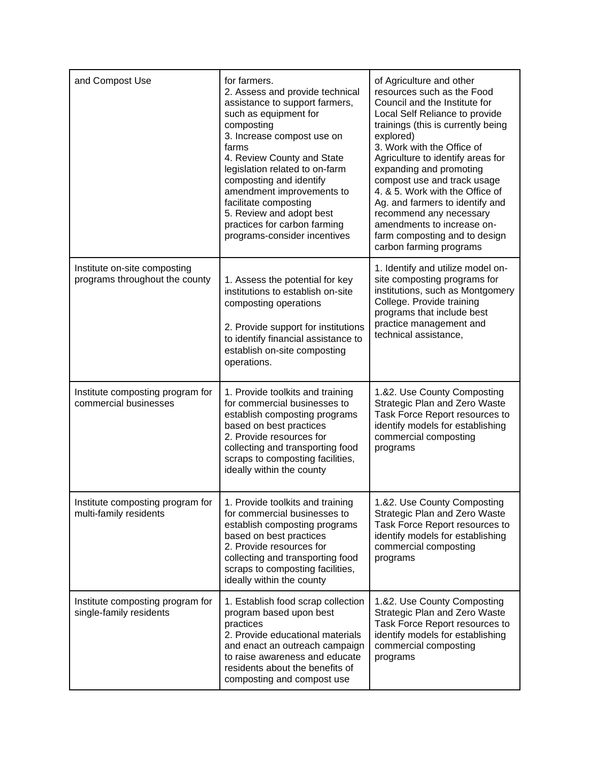| | | |
|---|---|---|
| and Compost Use | for farmers.<br>2. Assess and provide technical assistance to support farmers, such as equipment for composting<br>3. Increase compost use on farms<br>4. Review County and State legislation related to on-farm composting and identify amendment improvements to facilitate composting<br>5. Review and adopt best practices for carbon farming programs-consider incentives | of Agriculture and other resources such as the Food Council and the Institute for Local Self Reliance to provide trainings (this is currently being explored)<br>3. Work with the Office of Agriculture to identify areas for expanding and promoting compost use and track usage<br>4. & 5. Work with the Office of Ag. and farmers to identify and recommend any necessary amendments to increase on-farm composting and to design carbon farming programs |
| Institute on-site composting programs throughout the county | 1. Assess the potential for key institutions to establish on-site composting operations<br><br>2. Provide support for institutions to identify financial assistance to establish on-site composting operations. | 1. Identify and utilize model on-site composting programs for institutions, such as Montgomery College. Provide training programs that include best practice management and technical assistance, |
| Institute composting program for commercial businesses | 1. Provide toolkits and training for commercial businesses to establish composting programs based on best practices<br>2. Provide resources for collecting and transporting food scraps to composting facilities, ideally within the county | 1.&2. Use County Composting Strategic Plan and Zero Waste Task Force Report resources to identify models for establishing commercial composting programs |
| Institute composting program for multi-family residents | 1. Provide toolkits and training for commercial businesses to establish composting programs based on best practices<br>2. Provide resources for collecting and transporting food scraps to composting facilities, ideally within the county | 1.&2. Use County Composting Strategic Plan and Zero Waste Task Force Report resources to identify models for establishing commercial composting programs |
| Institute composting program for single-family residents | 1. Establish food scrap collection program based upon best practices<br>2. Provide educational materials and enact an outreach campaign to raise awareness and educate residents about the benefits of composting and compost use | 1.&2. Use County Composting Strategic Plan and Zero Waste Task Force Report resources to identify models for establishing commercial composting programs |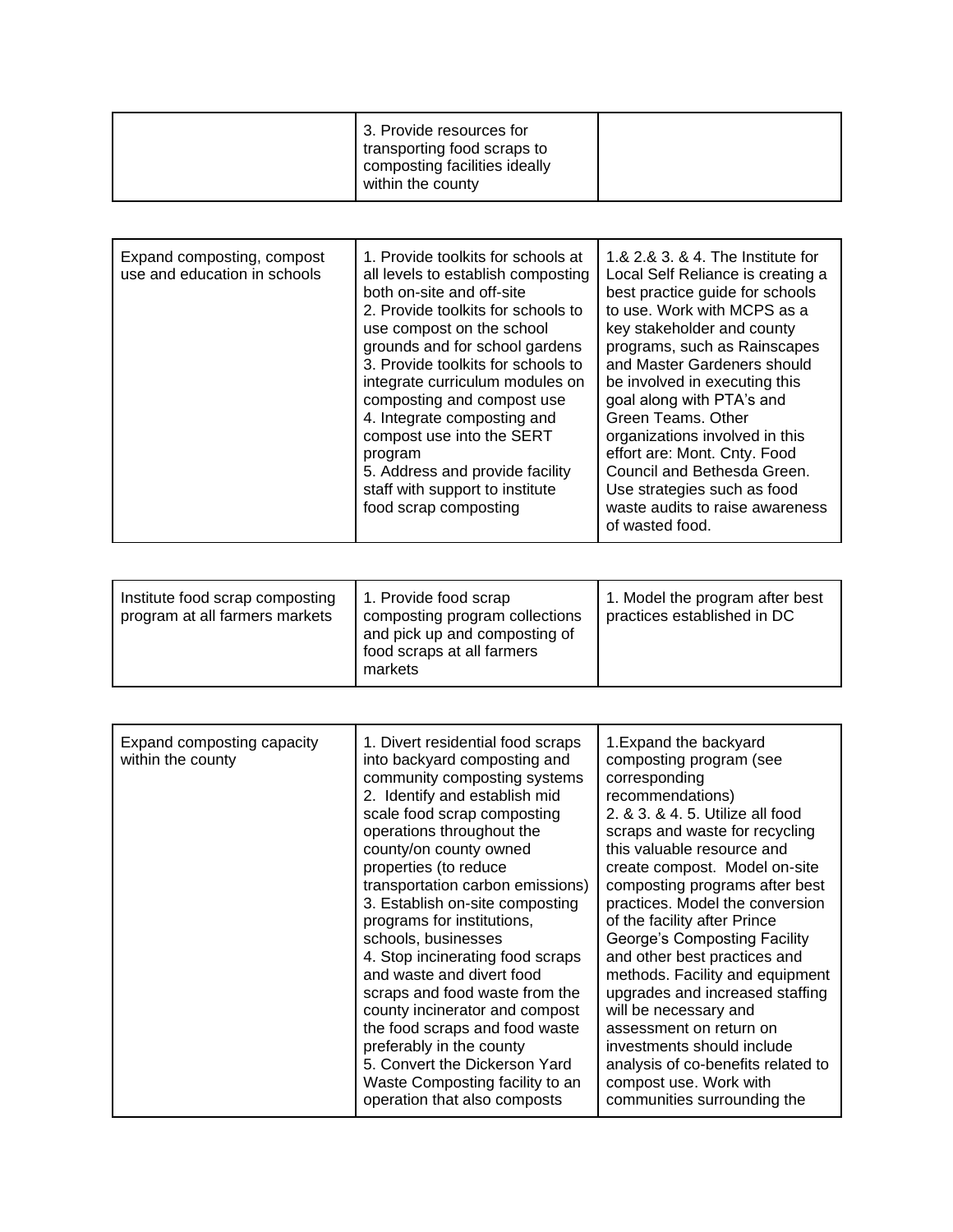| | | |
|---|---|---|
| | 3. Provide resources for transporting food scraps to composting facilities ideally within the county | |

| | | |
|---|---|---|
| Expand composting, compost use and education in schools | 1. Provide toolkits for schools at all levels to establish composting both on-site and off-site<br>2. Provide toolkits for schools to use compost on the school grounds and for school gardens<br>3. Provide toolkits for schools to integrate curriculum modules on composting and compost use<br>4. Integrate composting and compost use into the SERT program<br>5. Address and provide facility staff with support to institute food scrap composting | 1.& 2.& 3. & 4. The Institute for Local Self Reliance is creating a best practice guide for schools to use. Work with MCPS as a key stakeholder and county programs, such as Rainscapes and Master Gardeners should be involved in executing this goal along with PTA's and Green Teams. Other organizations involved in this effort are: Mont. Cnty. Food Council and Bethesda Green. Use strategies such as food waste audits to raise awareness of wasted food. |

| | | |
|---|---|---|
| Institute food scrap composting program at all farmers markets | 1. Provide food scrap composting program collections and pick up and composting of food scraps at all farmers markets | 1. Model the program after best practices established in DC |

| | | |
|---|---|---|
| Expand composting capacity within the county | 1. Divert residential food scraps into backyard composting and community composting systems<br>2. Identify and establish mid scale food scrap composting operations throughout the county/on county owned properties (to reduce transportation carbon emissions)<br>3. Establish on-site composting programs for institutions, schools, businesses<br>4. Stop incinerating food scraps and waste and divert food scraps and food waste from the county incinerator and compost the food scraps and food waste preferably in the county<br>5. Convert the Dickerson Yard Waste Composting facility to an operation that also composts | 1.Expand the backyard composting program (see corresponding recommendations)<br>2. & 3. & 4. 5. Utilize all food scraps and waste for recycling this valuable resource and create compost. Model on-site composting programs after best practices. Model the conversion of the facility after Prince George's Composting Facility and other best practices and methods. Facility and equipment upgrades and increased staffing will be necessary and assessment on return on investments should include analysis of co-benefits related to compost use. Work with communities surrounding the |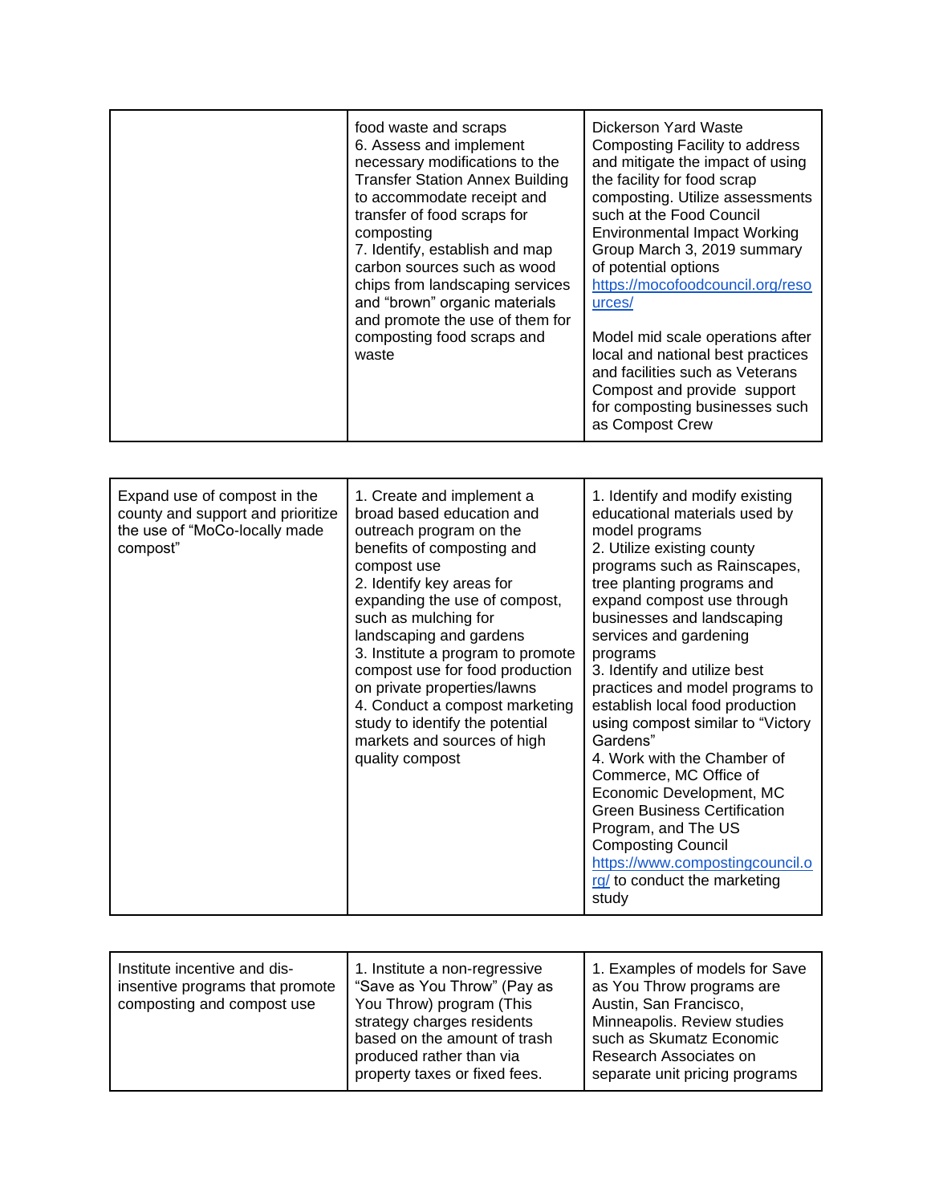| | | |
|---|---|---|
| | food waste and scraps<br>6. Assess and implement necessary modifications to the Transfer Station Annex Building to accommodate receipt and transfer of food scraps for composting<br>7. Identify, establish and map carbon sources such as wood chips from landscaping services and "brown" organic materials and promote the use of them for composting food scraps and waste | Dickerson Yard Waste Composting Facility to address and mitigate the impact of using the facility for food scrap composting. Utilize assessments such at the Food Council Environmental Impact Working Group March 3, 2019 summary of potential options https://mocofoodcouncil.org/resources/<br><br>Model mid scale operations after local and national best practices and facilities such as Veterans Compost and provide support for composting businesses such as Compost Crew |

| | | |
|---|---|---|
| Expand use of compost in the county and support and prioritize the use of "MoCo-locally made compost" | 1. Create and implement a broad based education and outreach program on the benefits of composting and compost use<br>2. Identify key areas for expanding the use of compost, such as mulching for landscaping and gardens<br>3. Institute a program to promote compost use for food production on private properties/lawns<br>4. Conduct a compost marketing study to identify the potential markets and sources of high quality compost | 1. Identify and modify existing educational materials used by model programs<br>2. Utilize existing county programs such as Rainscapes, tree planting programs and expand compost use through businesses and landscaping services and gardening programs<br>3. Identify and utilize best practices and model programs to establish local food production using compost similar to "Victory Gardens"<br>4. Work with the Chamber of Commerce, MC Office of Economic Development, MC Green Business Certification Program, and The US Composting Council https://www.compostingcouncil.org/ to conduct the marketing study |

| | | |
|---|---|---|
| Institute incentive and dis-insentive programs that promote composting and compost use | 1. Institute a non-regressive "Save as You Throw" (Pay as You Throw) program (This strategy charges residents based on the amount of trash produced rather than via property taxes or fixed fees. | 1. Examples of models for Save as You Throw programs are Austin, San Francisco, Minneapolis. Review studies such as Skumatz Economic Research Associates on separate unit pricing programs |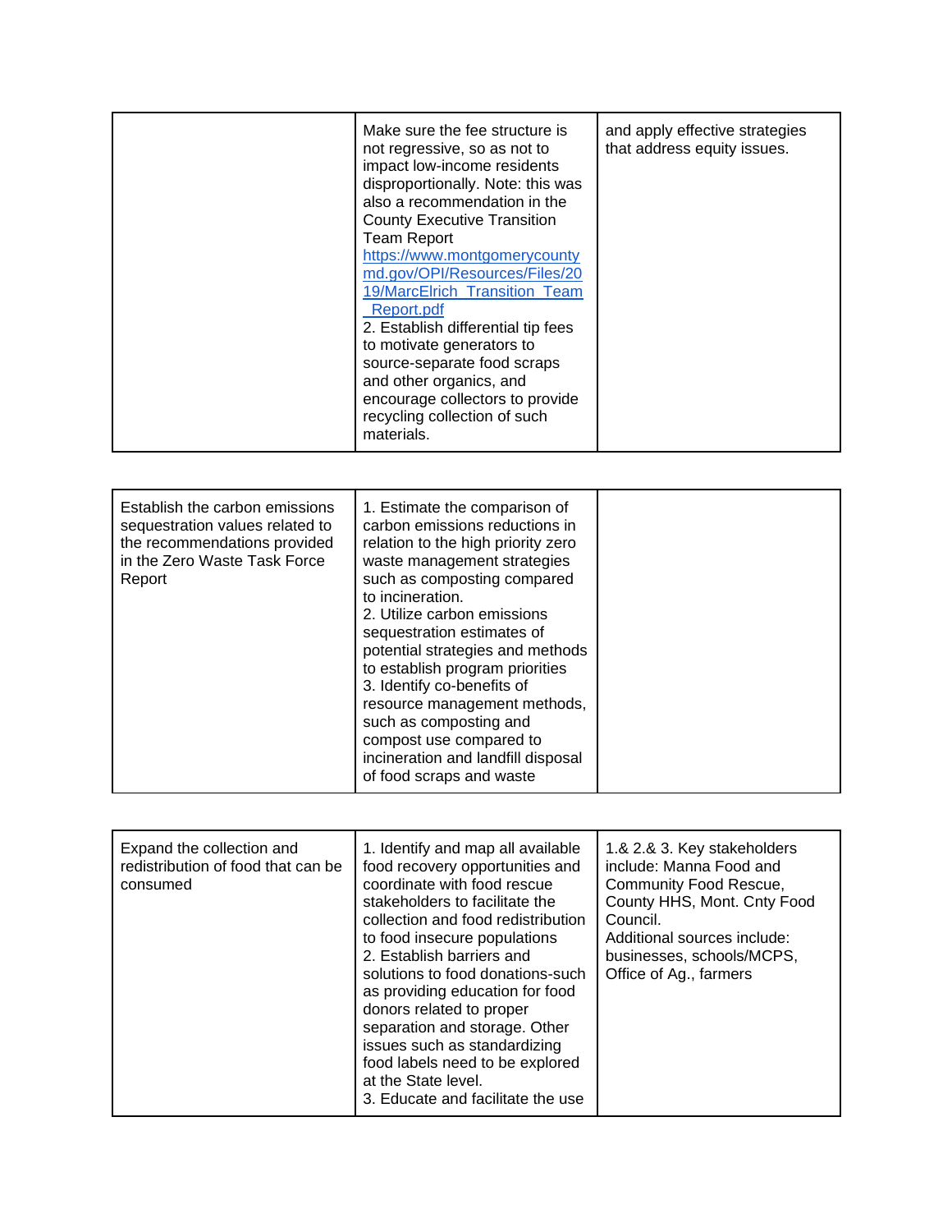| | | |
|---|---|---|
| | Make sure the fee structure is not regressive, so as not to impact low-income residents disproportionally. Note: this was also a recommendation in the County Executive Transition Team Report https://www.montgomerycountymd.gov/OPI/Resources/Files/2019/MarcElrich_Transition_Team_Report.pdf<br>2. Establish differential tip fees to motivate generators to source-separate food scraps and other organics, and encourage collectors to provide recycling collection of such materials. | and apply effective strategies that address equity issues. |

| | | |
|---|---|---|
| Establish the carbon emissions sequestration values related to the recommendations provided in the Zero Waste Task Force Report | 1. Estimate the comparison of carbon emissions reductions in relation to the high priority zero waste management strategies such as composting compared to incineration.<br>2. Utilize carbon emissions sequestration estimates of potential strategies and methods to establish program priorities<br>3. Identify co-benefits of resource management methods, such as composting and compost use compared to incineration and landfill disposal of food scraps and waste | |

| | | |
|---|---|---|
| Expand the collection and redistribution of food that can be consumed | 1. Identify and map all available food recovery opportunities and coordinate with food rescue stakeholders to facilitate the collection and food redistribution to food insecure populations<br>2. Establish barriers and solutions to food donations-such as providing education for food donors related to proper separation and storage. Other issues such as standardizing food labels need to be explored at the State level.<br>3. Educate and facilitate the use | 1.& 2.& 3. Key stakeholders include: Manna Food and Community Food Rescue, County HHS, Mont. Cnty Food Council.<br>Additional sources include: businesses, schools/MCPS, Office of Ag., farmers |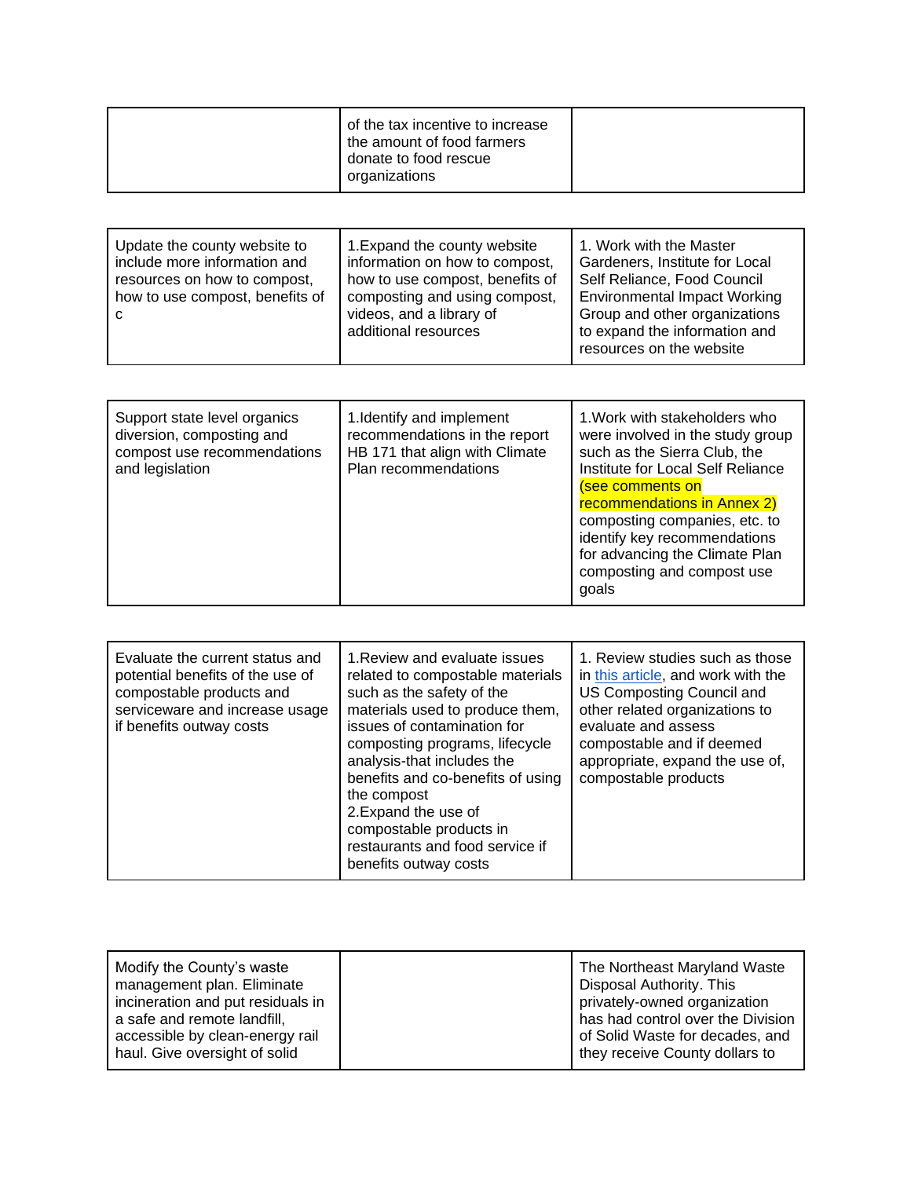| | | |
|---|---|---|
| | of the tax incentive to increase the amount of food farmers donate to food rescue organizations | |

| | | |
|---|---|---|
| Update the county website to include more information and resources on how to compost, how to use compost, benefits of c | 1.Expand the county website information on how to compost, how to use compost, benefits of composting and using compost, videos, and a library of additional resources | 1. Work with the Master Gardeners, Institute for Local Self Reliance, Food Council Environmental Impact Working Group and other organizations to expand the information and resources on the website |

| | | |
|---|---|---|
| Support state level organics diversion, composting and compost use recommendations and legislation | 1.Identify and implement recommendations in the report HB 171 that align with Climate Plan recommendations | 1.Work with stakeholders who were involved in the study group such as the Sierra Club, the Institute for Local Self Reliance (see comments on recommendations in Annex 2) composting companies, etc. to identify key recommendations for advancing the Climate Plan composting and compost use goals |

| | | |
|---|---|---|
| Evaluate the current status and potential benefits of the use of compostable products and serviceware and increase usage if benefits outway costs | 1.Review and evaluate issues related to compostable materials such as the safety of the materials used to produce them, issues of contamination for composting programs, lifecycle analysis-that includes the benefits and co-benefits of using the compost<br>2.Expand the use of compostable products in restaurants and food service if benefits outway costs | 1. Review studies such as those in this article, and work with the US Composting Council and other related organizations to evaluate and assess compostable and if deemed appropriate, expand the use of, compostable products |

| | | |
|---|---|---|
| Modify the County's waste management plan. Eliminate incineration and put residuals in a safe and remote landfill, accessible by clean-energy rail haul. Give oversight of solid | | The Northeast Maryland Waste Disposal Authority. This privately-owned organization has had control over the Division of Solid Waste for decades, and they receive County dollars to |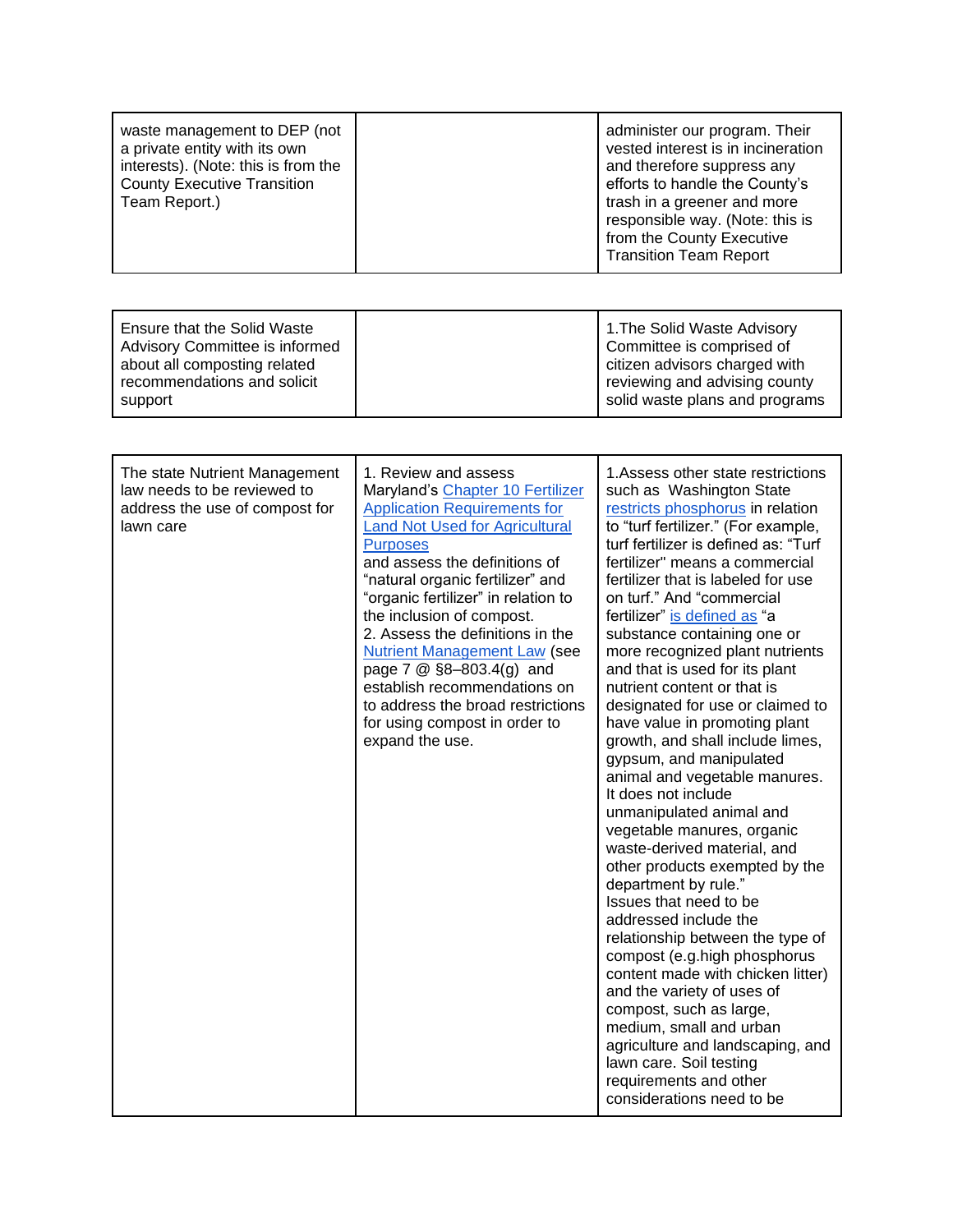| | | |
|---|---|---|
| waste management to DEP (not a private entity with its own interests). (Note: this is from the County Executive Transition Team Report.) | | administer our program. Their vested interest is in incineration and therefore suppress any efforts to handle the County's trash in a greener and more responsible way. (Note: this is from the County Executive Transition Team Report |

| | | |
|---|---|---|
| Ensure that the Solid Waste Advisory Committee is informed about all composting related recommendations and solicit support | | 1.The Solid Waste Advisory Committee is comprised of citizen advisors charged with reviewing and advising county solid waste plans and programs |

| | | |
|---|---|---|
| The state Nutrient Management law needs to be reviewed to address the use of compost for lawn care | 1. Review and assess Maryland's Chapter 10 Fertilizer Application Requirements for Land Not Used for Agricultural Purposes and assess the definitions of "natural organic fertilizer" and "organic fertilizer" in relation to the inclusion of compost.<br>2. Assess the definitions in the Nutrient Management Law (see page 7 @ §8–803.4(g) and establish recommendations on to address the broad restrictions for using compost in order to expand the use. | 1.Assess other state restrictions such as Washington State restricts phosphorus in relation to "turf fertilizer." (For example, turf fertilizer is defined as: "Turf fertilizer" means a commercial fertilizer that is labeled for use on turf." And "commercial fertilizer" is defined as "a substance containing one or more recognized plant nutrients and that is used for its plant nutrient content or that is designated for use or claimed to have value in promoting plant growth, and shall include limes, gypsum, and manipulated animal and vegetable manures. It does not include unmanipulated animal and vegetable manures, organic waste-derived material, and other products exempted by the department by rule."<br>Issues that need to be addressed include the relationship between the type of compost (e.g.high phosphorus content made with chicken litter) and the variety of uses of compost, such as large, medium, small and urban agriculture and landscaping, and lawn care. Soil testing requirements and other considerations need to be |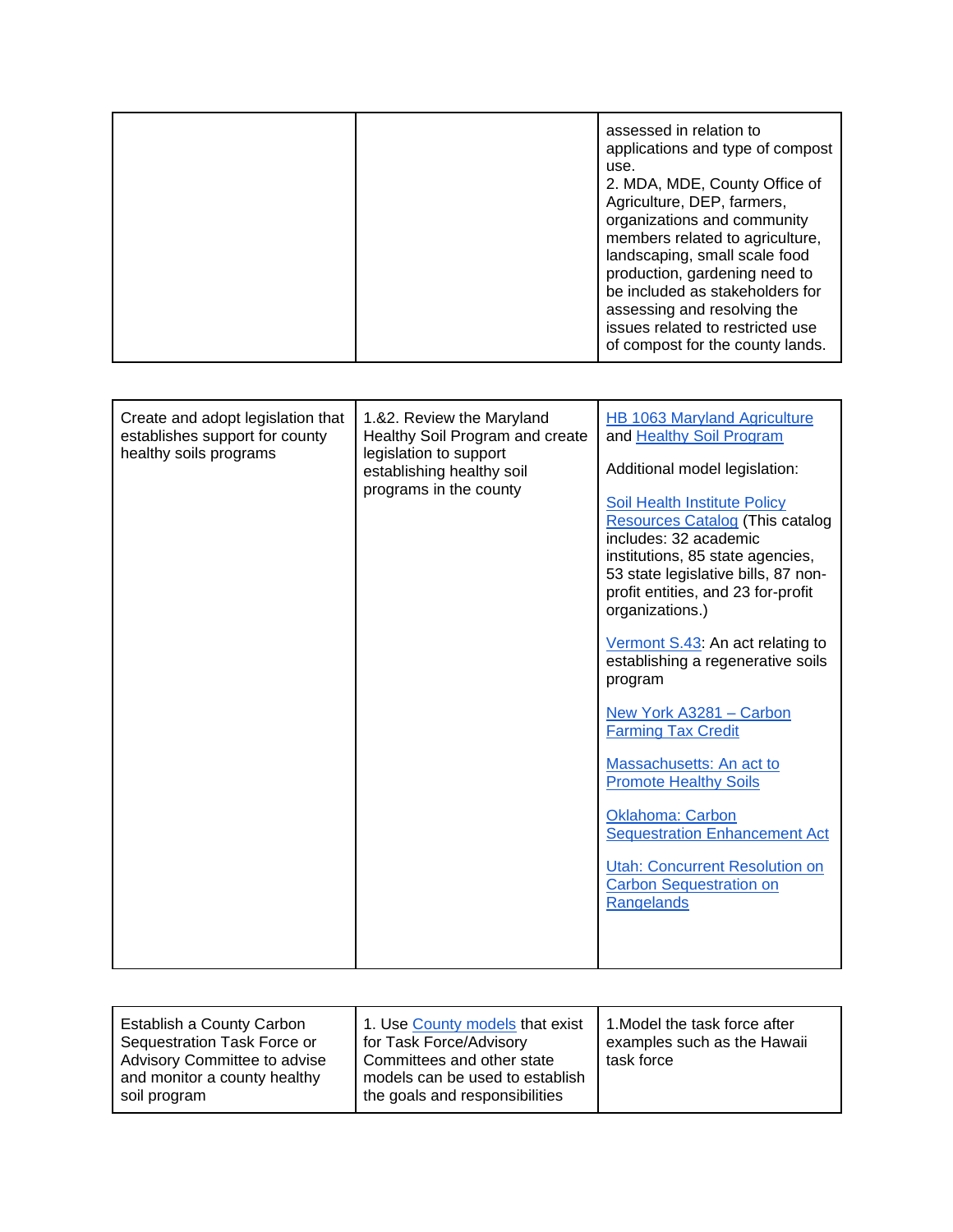| | | |
|---|---|---|
| | | assessed in relation to applications and type of compost use.<br>2. MDA, MDE, County Office of Agriculture, DEP, farmers, organizations and community members related to agriculture, landscaping, small scale food production, gardening need to be included as stakeholders for assessing and resolving the issues related to restricted use of compost for the county lands. |

| | | |
|---|---|---|
| Create and adopt legislation that establishes support for county healthy soils programs | 1.&2. Review the Maryland Healthy Soil Program and create legislation to support establishing healthy soil programs in the county | HB 1063 Maryland Agriculture and Healthy Soil Program<br><br>Additional model legislation:<br><br>Soil Health Institute Policy Resources Catalog (This catalog includes: 32 academic institutions, 85 state agencies, 53 state legislative bills, 87 non-profit entities, and 23 for-profit organizations.)<br><br>Vermont S.43: An act relating to establishing a regenerative soils program<br><br>New York A3281 – Carbon Farming Tax Credit<br><br>Massachusetts: An act to Promote Healthy Soils<br><br>Oklahoma: Carbon Sequestration Enhancement Act<br><br>Utah: Concurrent Resolution on Carbon Sequestration on Rangelands |

| | | |
|---|---|---|
| Establish a County Carbon Sequestration Task Force or Advisory Committee to advise and monitor a county healthy soil program | 1. Use County models that exist for Task Force/Advisory Committees and other state models can be used to establish the goals and responsibilities | 1.Model the task force after examples such as the Hawaii task force |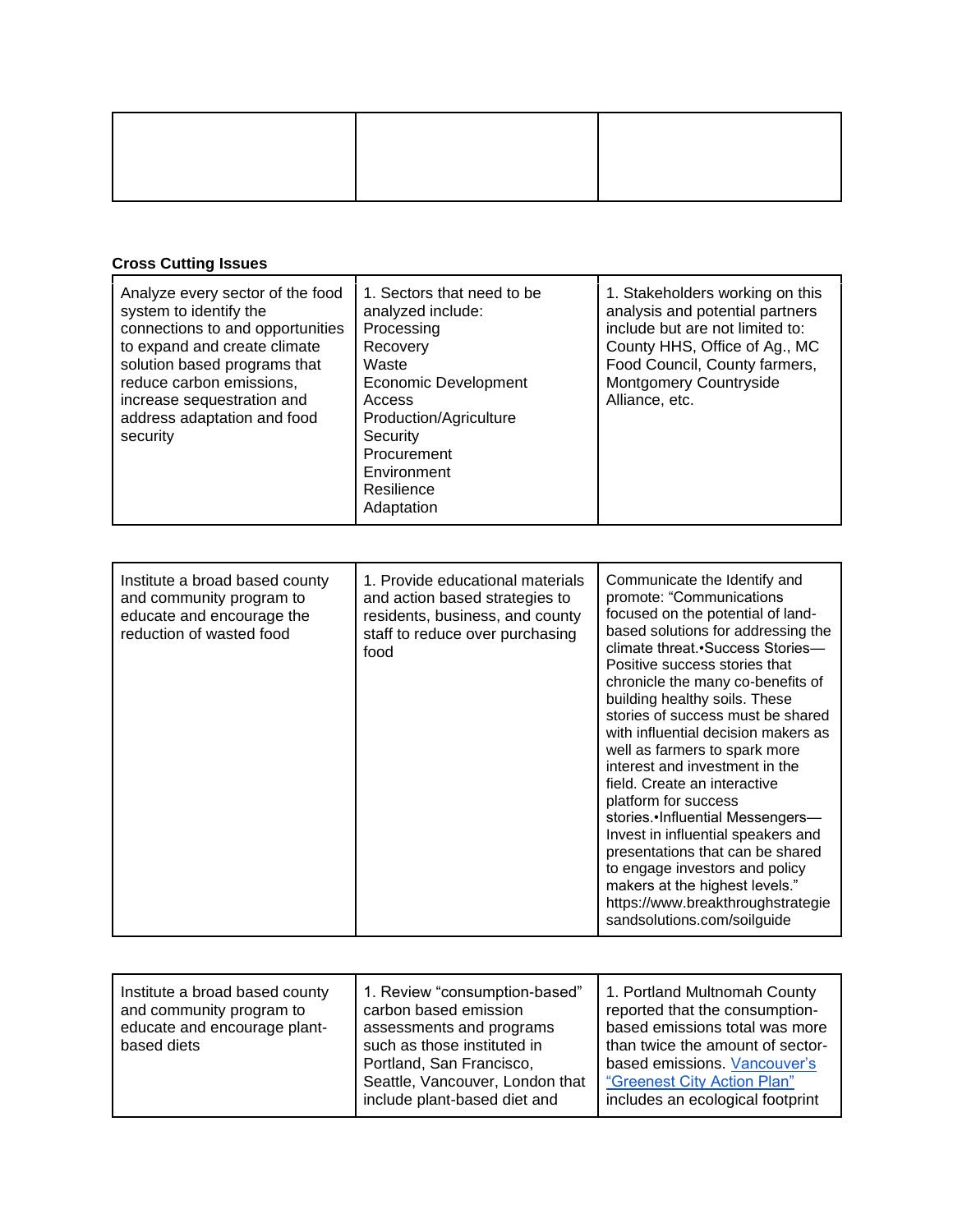| | | |
|---|---|---|
| | | |

**Cross Cutting Issues**

| | | |
|---|---|---|
| Analyze every sector of the food system to identify the connections to and opportunities to expand and create climate solution based programs that reduce carbon emissions, increase sequestration and address adaptation and food security | 1. Sectors that need to be analyzed include:<br>Processing<br>Recovery<br>Waste<br>Economic Development<br>Access<br>Production/Agriculture<br>Security<br>Procurement<br>Environment<br>Resilience<br>Adaptation | 1. Stakeholders working on this analysis and potential partners include but are not limited to: County HHS, Office of Ag., MC Food Council, County farmers, Montgomery Countryside Alliance, etc. |

| | | |
|---|---|---|
| Institute a broad based county and community program to educate and encourage the reduction of wasted food | 1. Provide educational materials and action based strategies to residents, business, and county staff to reduce over purchasing food | Communicate the Identify and promote: "Communications focused on the potential of land-based solutions for addressing the climate threat.•Success Stories—Positive success stories that chronicle the many co-benefits of building healthy soils. These stories of success must be shared with influential decision makers as well as farmers to spark more interest and investment in the field. Create an interactive platform for success stories.•Influential Messengers—Invest in influential speakers and presentations that can be shared to engage investors and policy makers at the highest levels." https://www.breakthroughstrategiesandsolutions.com/soilguide |

| | | |
|---|---|---|
| Institute a broad based county and community program to educate and encourage plant-based diets | 1. Review "consumption-based" carbon based emission assessments and programs such as those instituted in Portland, San Francisco, Seattle, Vancouver, London that include plant-based diet and | 1. Portland Multnomah County reported that the consumption-based emissions total was more than twice the amount of sector-based emissions. Vancouver's "Greenest City Action Plan" includes an ecological footprint |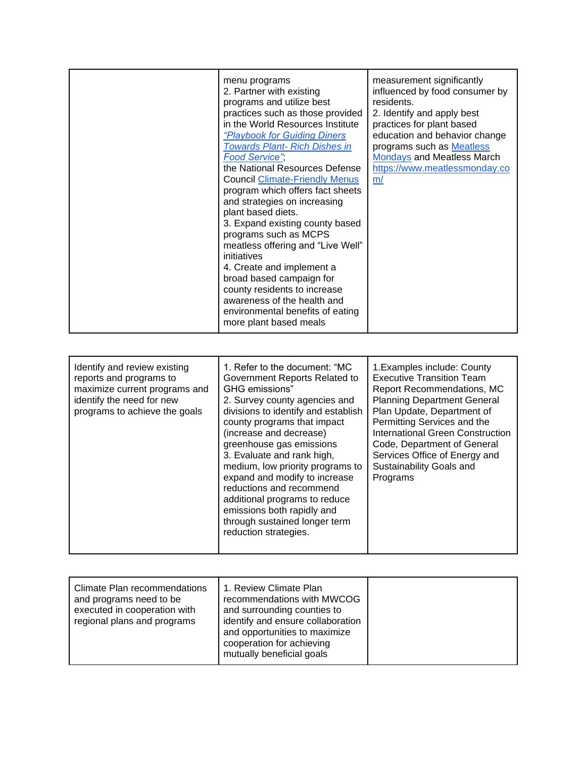| | | |
|---|---|---|
| | menu programs<br>2. Partner with existing programs and utilize best practices such as those provided in the World Resources Institute *"Playbook for Guiding Diners Towards Plant- Rich Dishes in Food Service"*;<br>the National Resources Defense Council Climate-Friendly Menus program which offers fact sheets and strategies on increasing plant based diets.<br>3. Expand existing county based programs such as MCPS meatless offering and "Live Well" initiatives<br>4. Create and implement a broad based campaign for county residents to increase awareness of the health and environmental benefits of eating more plant based meals | measurement significantly influenced by food consumer by residents.<br>2. Identify and apply best practices for plant based education and behavior change programs such as Meatless Mondays and Meatless March https://www.meatlessmonday.com/ |

| | | |
|---|---|---|
| Identify and review existing reports and programs to maximize current programs and identify the need for new programs to achieve the goals | 1. Refer to the document: "MC Government Reports Related to GHG emissions"<br>2. Survey county agencies and divisions to identify and establish county programs that impact (increase and decrease) greenhouse gas emissions<br>3. Evaluate and rank high, medium, low priority programs to expand and modify to increase reductions and recommend additional programs to reduce emissions both rapidly and through sustained longer term reduction strategies. | 1.Examples include: County Executive Transition Team Report Recommendations, MC Planning Department General Plan Update, Department of Permitting Services and the International Green Construction Code, Department of General Services Office of Energy and Sustainability Goals and Programs |

| | | |
|---|---|---|
| Climate Plan recommendations and programs need to be executed in cooperation with regional plans and programs | 1. Review Climate Plan recommendations with MWCOG and surrounding counties to identify and ensure collaboration and opportunities to maximize cooperation for achieving mutually beneficial goals | |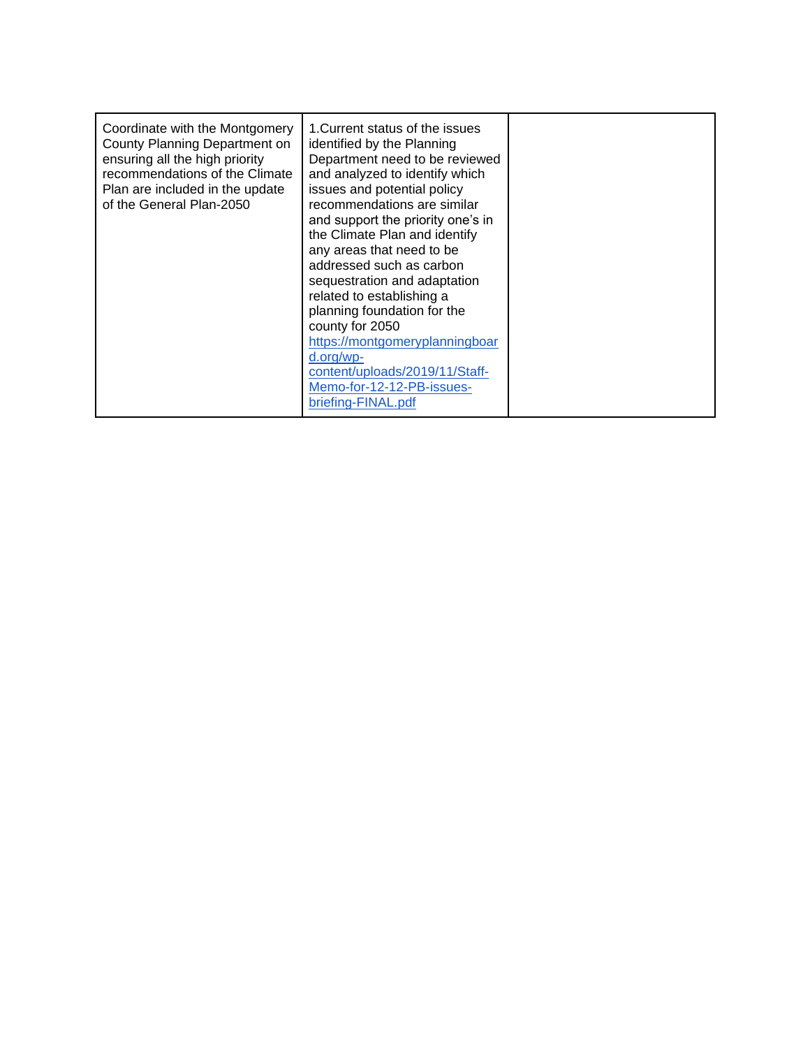| | | |
|---|---|---|
| Coordinate with the Montgomery County Planning Department on ensuring all the high priority recommendations of the Climate Plan are included in the update of the General Plan-2050 | 1.Current status of the issues identified by the Planning Department need to be reviewed and analyzed to identify which issues and potential policy recommendations are similar and support the priority one's in the Climate Plan and identify any areas that need to be addressed such as carbon sequestration and adaptation related to establishing a planning foundation for the county for 2050 https://montgomeryplanningboard.org/wp-content/uploads/2019/11/Staff-Memo-for-12-12-PB-issues-briefing-FINAL.pdf | |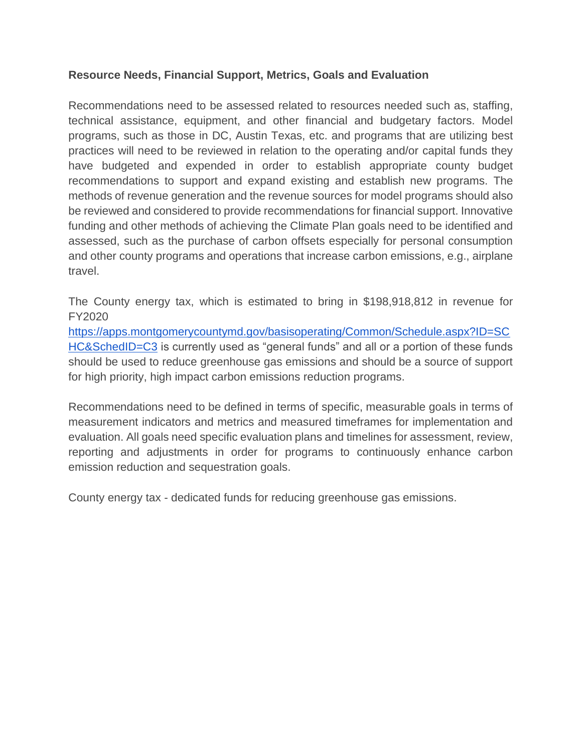**Resource Needs, Financial Support, Metrics, Goals and Evaluation**

Recommendations need to be assessed related to resources needed such as, staffing, technical assistance, equipment, and other financial and budgetary factors. Model programs, such as those in DC, Austin Texas, etc. and programs that are utilizing best practices will need to be reviewed in relation to the operating and/or capital funds they have budgeted and expended in order to establish appropriate county budget recommendations to support and expand existing and establish new programs. The methods of revenue generation and the revenue sources for model programs should also be reviewed and considered to provide recommendations for financial support. Innovative funding and other methods of achieving the Climate Plan goals need to be identified and assessed, such as the purchase of carbon offsets especially for personal consumption and other county programs and operations that increase carbon emissions, e.g., airplane travel.

The County energy tax, which is estimated to bring in $198,918,812 in revenue for FY2020 https://apps.montgomerycountymd.gov/basisoperating/Common/Schedule.aspx?ID=SCHC&SchedID=C3 is currently used as "general funds" and all or a portion of these funds should be used to reduce greenhouse gas emissions and should be a source of support for high priority, high impact carbon emissions reduction programs.

Recommendations need to be defined in terms of specific, measurable goals in terms of measurement indicators and metrics and measured timeframes for implementation and evaluation. All goals need specific evaluation plans and timelines for assessment, review, reporting and adjustments in order for programs to continuously enhance carbon emission reduction and sequestration goals.

County energy tax - dedicated funds for reducing greenhouse gas emissions.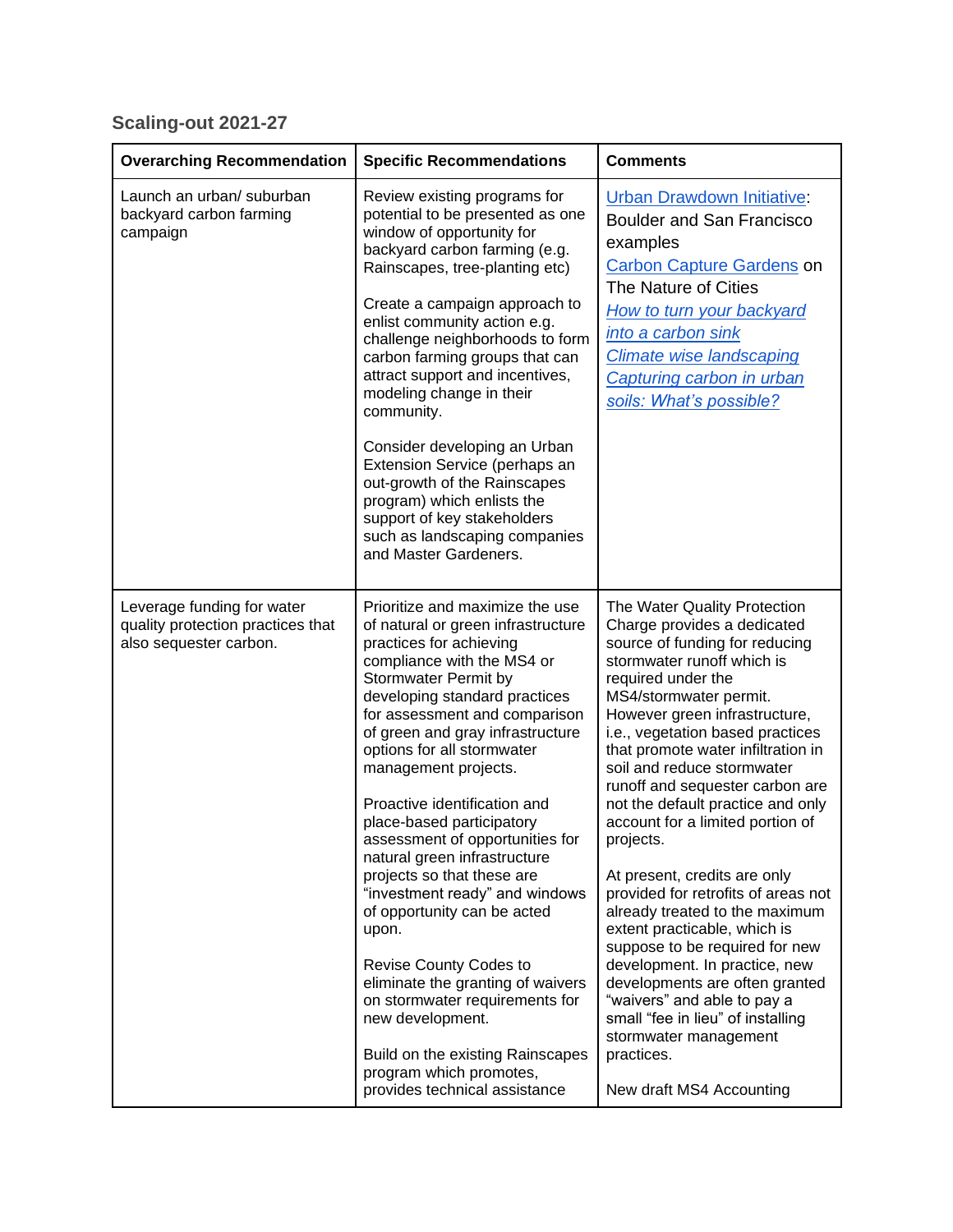### Scaling-out 2021-27

| Overarching Recommendation | Specific Recommendations | Comments |
|---|---|---|
| Launch an urban/ suburban backyard carbon farming campaign | Review existing programs for potential to be presented as one window of opportunity for backyard carbon farming (e.g. Rainscapes, tree-planting etc)<br><br>Create a campaign approach to enlist community action e.g. challenge neighborhoods to form carbon farming groups that can attract support and incentives, modeling change in their community.<br><br>Consider developing an Urban Extension Service (perhaps an out-growth of the Rainscapes program) which enlists the support of key stakeholders such as landscaping companies and Master Gardeners. | Urban Drawdown Initiative: Boulder and San Francisco examples<br>Carbon Capture Gardens on The Nature of Cities<br>*How to turn your backyard into a carbon sink*<br>*Climate wise landscaping*<br>*Capturing carbon in urban soils: What's possible?* |
| Leverage funding for water quality protection practices that also sequester carbon. | Prioritize and maximize the use of natural or green infrastructure practices for achieving compliance with the MS4 or Stormwater Permit by developing standard practices for assessment and comparison of green and gray infrastructure options for all stormwater management projects.<br><br>Proactive identification and place-based participatory assessment of opportunities for natural green infrastructure projects so that these are "investment ready" and windows of opportunity can be acted upon.<br><br>Revise County Codes to eliminate the granting of waivers on stormwater requirements for new development.<br><br>Build on the existing Rainscapes program which promotes, provides technical assistance | The Water Quality Protection Charge provides a dedicated source of funding for reducing stormwater runoff which is required under the MS4/stormwater permit. However green infrastructure, i.e., vegetation based practices that promote water infiltration in soil and reduce stormwater runoff and sequester carbon are not the default practice and only account for a limited portion of projects.<br><br>At present, credits are only provided for retrofits of areas not already treated to the maximum extent practicable, which is suppose to be required for new development. In practice, new developments are often granted "waivers" and able to pay a small "fee in lieu" of installing stormwater management practices.<br><br>New draft MS4 Accounting |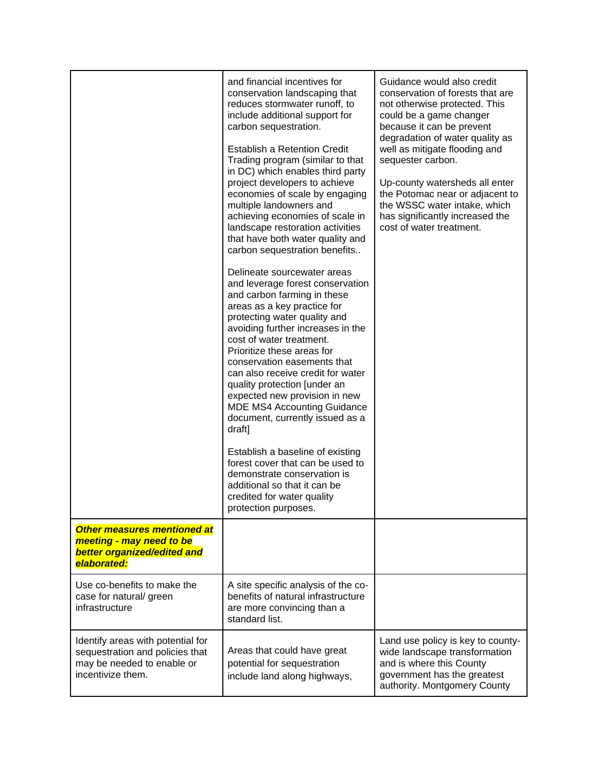| | | |
|---|---|---|
| | and financial incentives for conservation landscaping that reduces stormwater runoff, to include additional support for carbon sequestration.<br><br>Establish a Retention Credit Trading program (similar to that in DC) which enables third party project developers to achieve economies of scale by engaging multiple landowners and achieving economies of scale in landscape restoration activities that have both water quality and carbon sequestration benefits..<br><br>Delineate sourcewater areas and leverage forest conservation and carbon farming in these areas as a key practice for protecting water quality and avoiding further increases in the cost of water treatment. Prioritize these areas for conservation easements that can also receive credit for water quality protection [under an expected new provision in new MDE MS4 Accounting Guidance document, currently issued as a draft]<br><br>Establish a baseline of existing forest cover that can be used to demonstrate conservation is additional so that it can be credited for water quality protection purposes. | Guidance would also credit conservation of forests that are not otherwise protected. This could be a game changer because it can be prevent degradation of water quality as well as mitigate flooding and sequester carbon.<br><br>Up-county watersheds all enter the Potomac near or adjacent to the WSSC water intake, which has significantly increased the cost of water treatment. |
| ***Other measures mentioned at meeting - may need to be better organized/edited and elaborated:*** | | |
| Use co-benefits to make the case for natural/ green infrastructure | A site specific analysis of the co-benefits of natural infrastructure are more convincing than a standard list. | |
| Identify areas with potential for sequestration and policies that may be needed to enable or incentivize them. | Areas that could have great potential for sequestration include land along highways, | Land use policy is key to county-wide landscape transformation and is where this County government has the greatest authority. Montgomery County |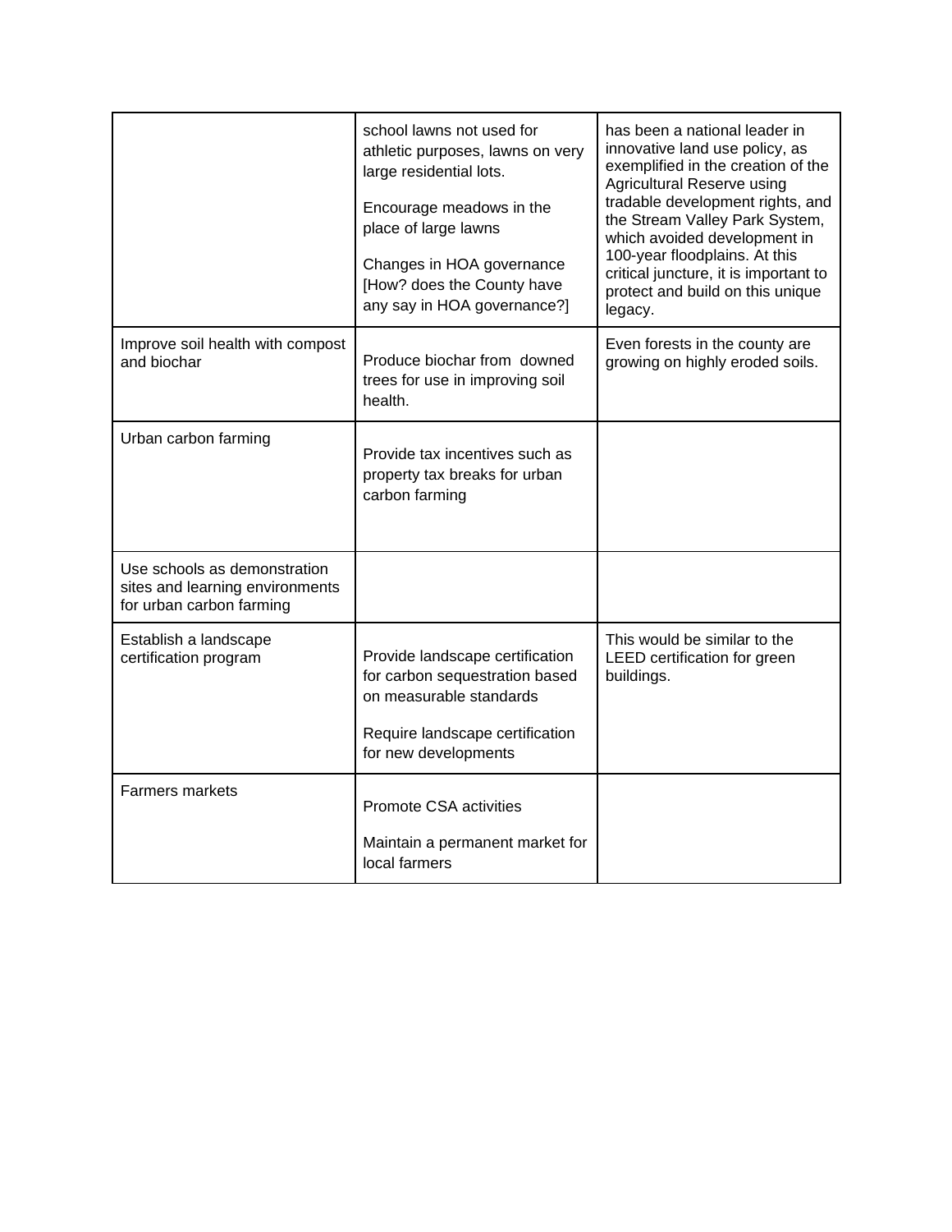| | | |
|---|---|---|
| | school lawns not used for athletic purposes, lawns on very large residential lots.<br><br>Encourage meadows in the place of large lawns<br><br>Changes in HOA governance [How? does the County have any say in HOA governance?] | has been a national leader in innovative land use policy, as exemplified in the creation of the Agricultural Reserve using tradable development rights, and the Stream Valley Park System, which avoided development in 100-year floodplains. At this critical juncture, it is important to protect and build on this unique legacy. |
| Improve soil health with compost and biochar | Produce biochar from downed trees for use in improving soil health. | Even forests in the county are growing on highly eroded soils. |
| Urban carbon farming | Provide tax incentives such as property tax breaks for urban carbon farming | |
| Use schools as demonstration sites and learning environments for urban carbon farming | | |
| Establish a landscape certification program | Provide landscape certification for carbon sequestration based on measurable standards<br><br>Require landscape certification for new developments | This would be similar to the LEED certification for green buildings. |
| Farmers markets | Promote CSA activities<br><br>Maintain a permanent market for local farmers | |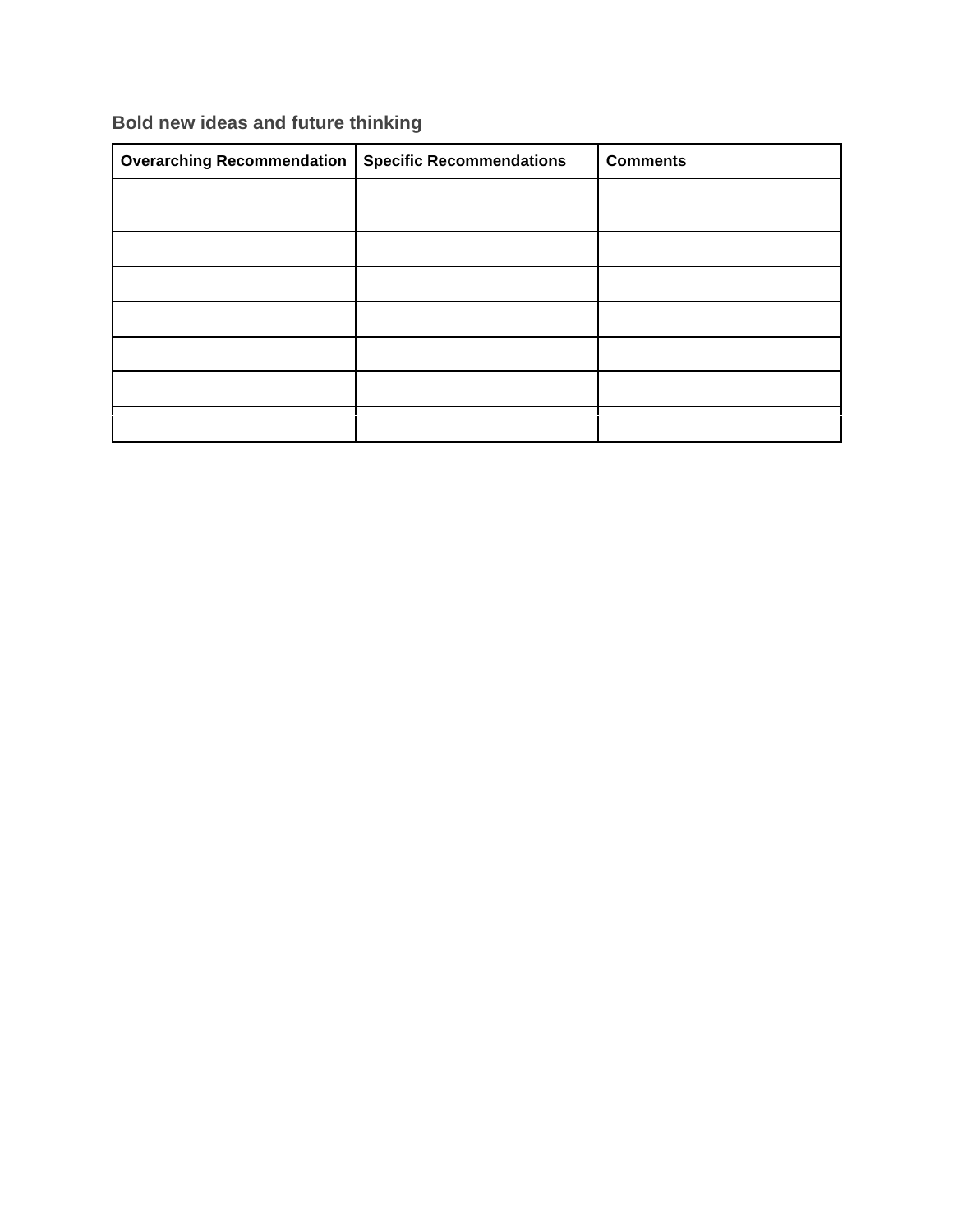### Bold new ideas and future thinking

| Overarching Recommendation | Specific Recommendations | Comments |
|---|---|---|
| | | |
| | | |
| | | |
| | | |
| | | |
| | | |
| | | |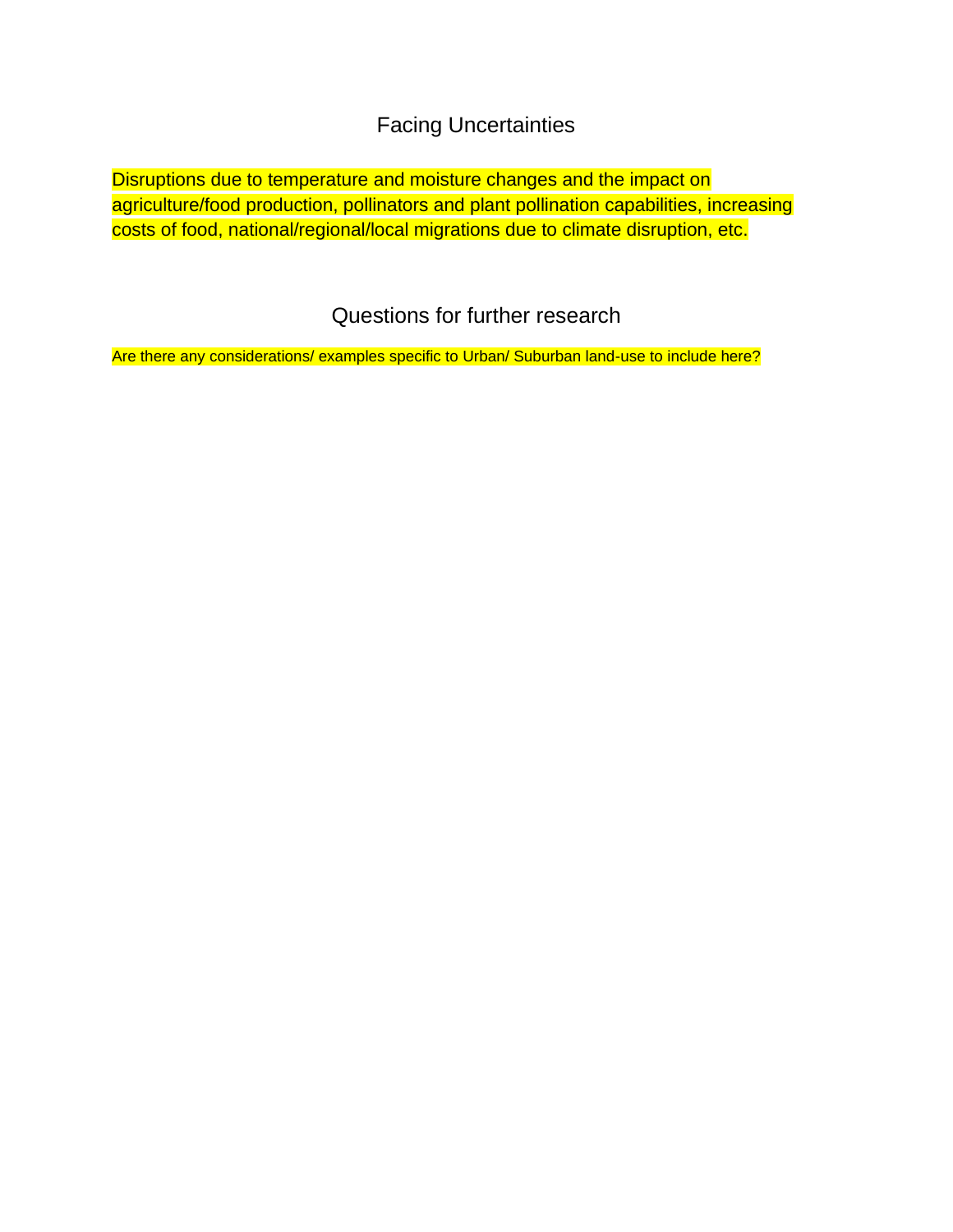## Facing Uncertainties

Disruptions due to temperature and moisture changes and the impact on agriculture/food production, pollinators and plant pollination capabilities, increasing costs of food, national/regional/local migrations due to climate disruption, etc.

## Questions for further research

Are there any considerations/ examples specific to Urban/ Suburban land-use to include here?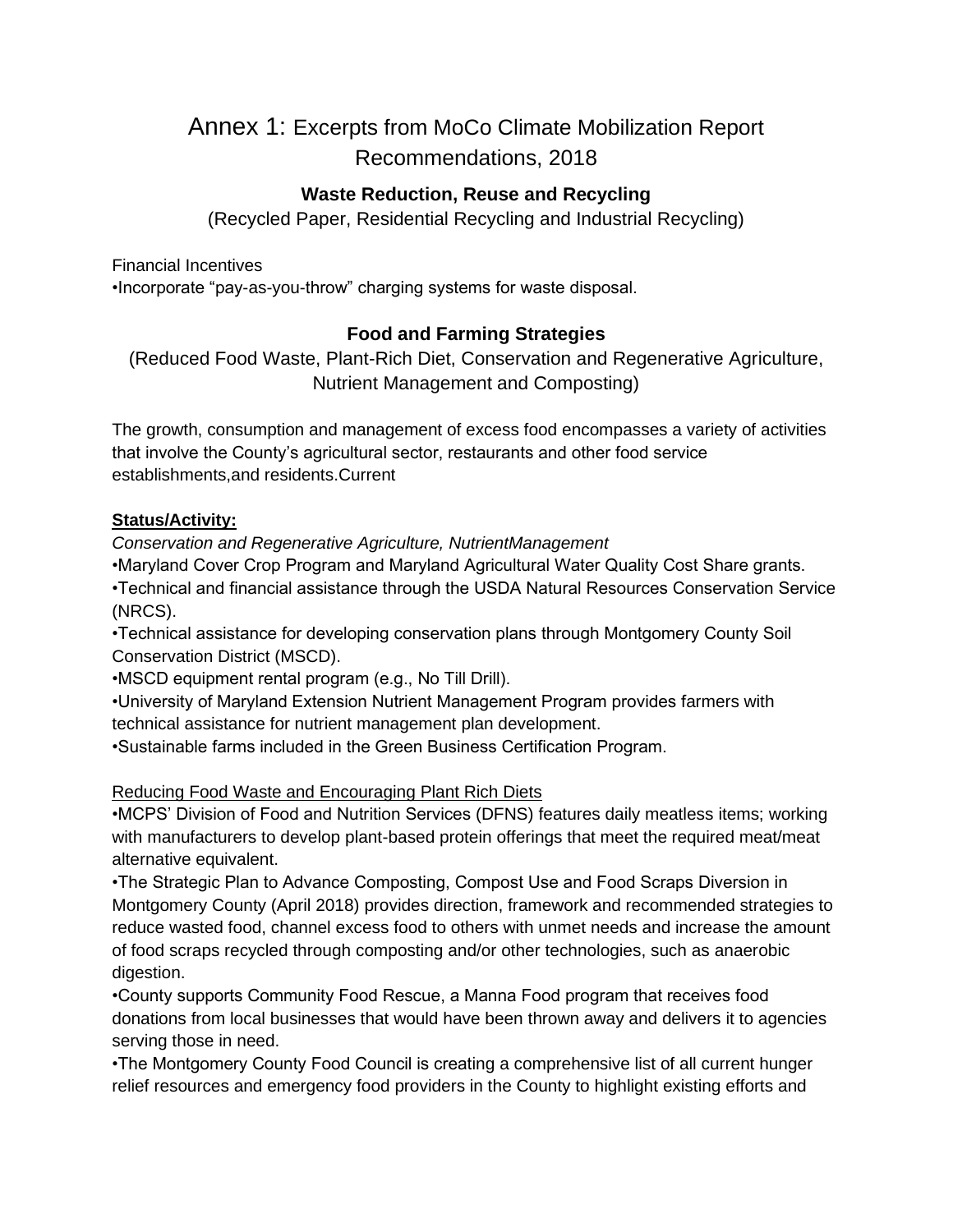# Annex 1: Excerpts from MoCo Climate Mobilization Report Recommendations, 2018

### Waste Reduction, Reuse and Recycling

(Recycled Paper, Residential Recycling and Industrial Recycling)

Financial Incentives

•Incorporate "pay-as-you-throw" charging systems for waste disposal.

### Food and Farming Strategies

(Reduced Food Waste, Plant-Rich Diet, Conservation and Regenerative Agriculture, Nutrient Management and Composting)

The growth, consumption and management of excess food encompasses a variety of activities that involve the County's agricultural sector, restaurants and other food service establishments,and residents.Current

**Status/Activity:**

*Conservation and Regenerative Agriculture, NutrientManagement*

•Maryland Cover Crop Program and Maryland Agricultural Water Quality Cost Share grants.

•Technical and financial assistance through the USDA Natural Resources Conservation Service (NRCS).

•Technical assistance for developing conservation plans through Montgomery County Soil Conservation District (MSCD).

•MSCD equipment rental program (e.g., No Till Drill).

•University of Maryland Extension Nutrient Management Program provides farmers with technical assistance for nutrient management plan development.

•Sustainable farms included in the Green Business Certification Program.

Reducing Food Waste and Encouraging Plant Rich Diets

•MCPS' Division of Food and Nutrition Services (DFNS) features daily meatless items; working with manufacturers to develop plant-based protein offerings that meet the required meat/meat alternative equivalent.

•The Strategic Plan to Advance Composting, Compost Use and Food Scraps Diversion in Montgomery County (April 2018) provides direction, framework and recommended strategies to reduce wasted food, channel excess food to others with unmet needs and increase the amount of food scraps recycled through composting and/or other technologies, such as anaerobic digestion.

•County supports Community Food Rescue, a Manna Food program that receives food donations from local businesses that would have been thrown away and delivers it to agencies serving those in need.

•The Montgomery County Food Council is creating a comprehensive list of all current hunger relief resources and emergency food providers in the County to highlight existing efforts and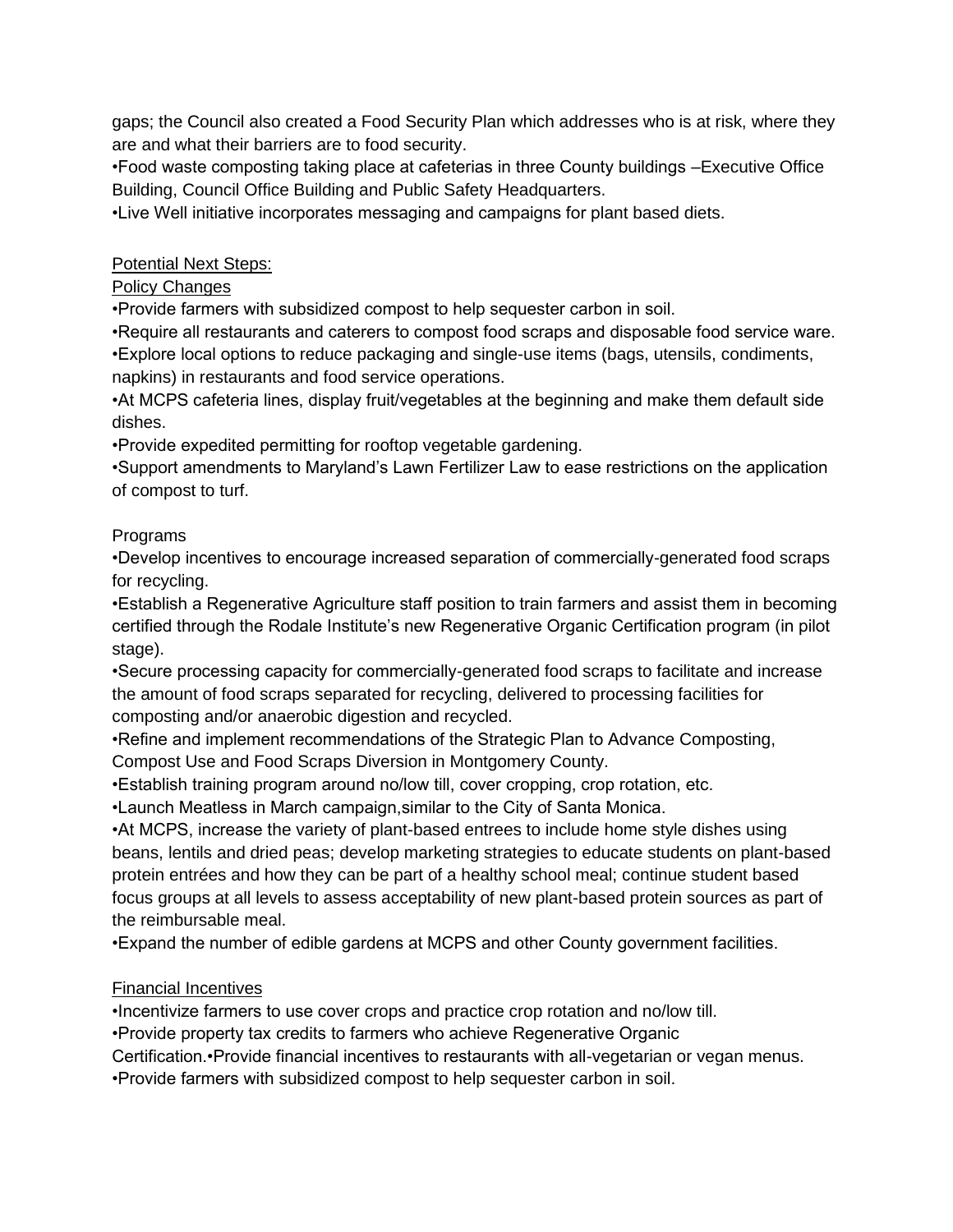gaps; the Council also created a Food Security Plan which addresses who is at risk, where they are and what their barriers are to food security.
•Food waste composting taking place at cafeterias in three County buildings –Executive Office Building, Council Office Building and Public Safety Headquarters.
•Live Well initiative incorporates messaging and campaigns for plant based diets.

Potential Next Steps:

Policy Changes

•Provide farmers with subsidized compost to help sequester carbon in soil.
•Require all restaurants and caterers to compost food scraps and disposable food service ware.
•Explore local options to reduce packaging and single-use items (bags, utensils, condiments, napkins) in restaurants and food service operations.
•At MCPS cafeteria lines, display fruit/vegetables at the beginning and make them default side dishes.
•Provide expedited permitting for rooftop vegetable gardening.
•Support amendments to Maryland's Lawn Fertilizer Law to ease restrictions on the application of compost to turf.

Programs

•Develop incentives to encourage increased separation of commercially-generated food scraps for recycling.
•Establish a Regenerative Agriculture staff position to train farmers and assist them in becoming certified through the Rodale Institute's new Regenerative Organic Certification program (in pilot stage).
•Secure processing capacity for commercially-generated food scraps to facilitate and increase the amount of food scraps separated for recycling, delivered to processing facilities for composting and/or anaerobic digestion and recycled.
•Refine and implement recommendations of the Strategic Plan to Advance Composting, Compost Use and Food Scraps Diversion in Montgomery County.
•Establish training program around no/low till, cover cropping, crop rotation, etc.
•Launch Meatless in March campaign,similar to the City of Santa Monica.
•At MCPS, increase the variety of plant-based entrees to include home style dishes using beans, lentils and dried peas; develop marketing strategies to educate students on plant-based protein entrées and how they can be part of a healthy school meal; continue student based focus groups at all levels to assess acceptability of new plant-based protein sources as part of the reimbursable meal.
•Expand the number of edible gardens at MCPS and other County government facilities.

Financial Incentives

•Incentivize farmers to use cover crops and practice crop rotation and no/low till.
•Provide property tax credits to farmers who achieve Regenerative Organic Certification.•Provide financial incentives to restaurants with all-vegetarian or vegan menus.
•Provide farmers with subsidized compost to help sequester carbon in soil.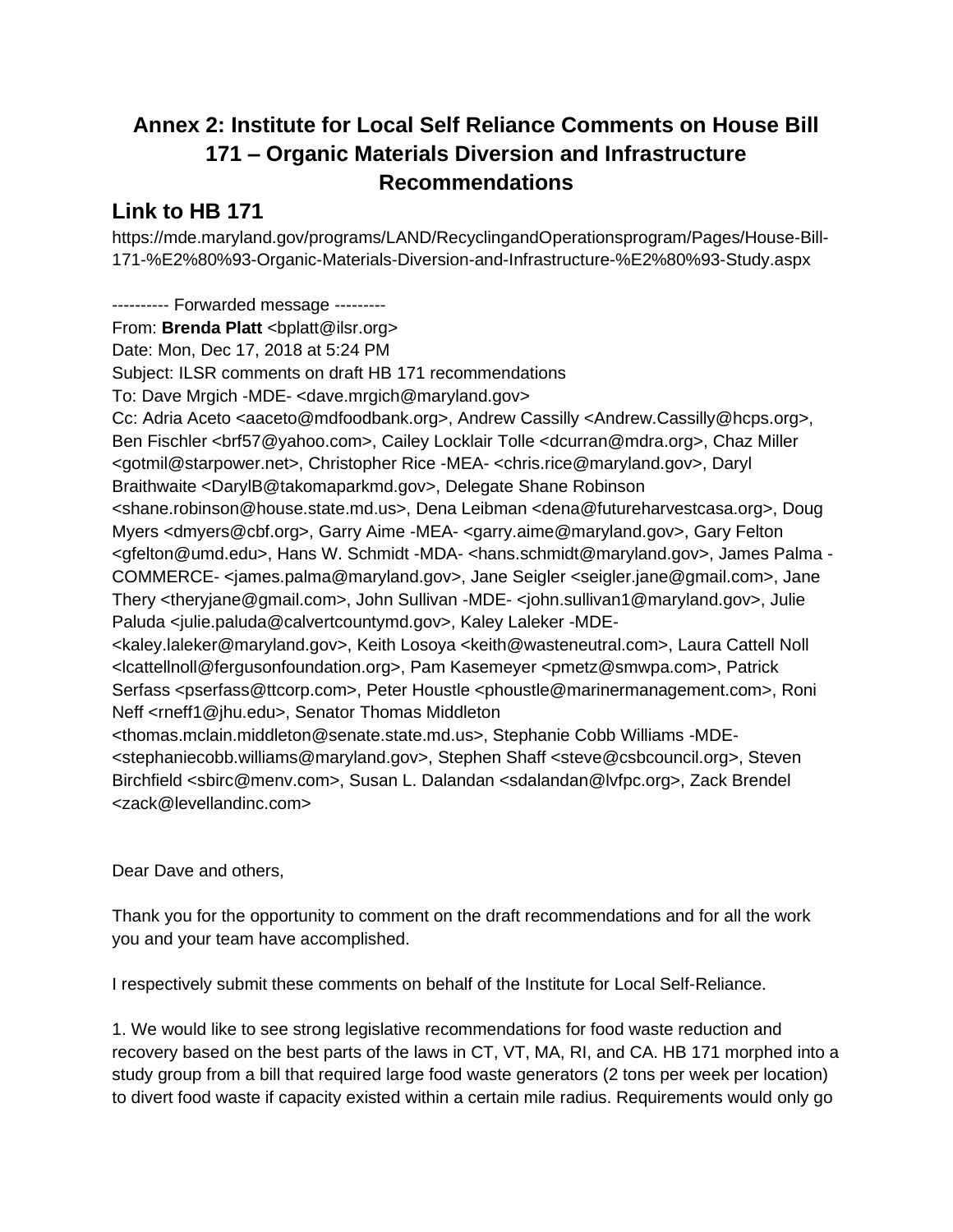# Annex 2: Institute for Local Self Reliance Comments on House Bill 171 – Organic Materials Diversion and Infrastructure Recommendations

## Link to HB 171

https://mde.maryland.gov/programs/LAND/RecyclingandOperationsprogram/Pages/House-Bill-171-%E2%80%93-Organic-Materials-Diversion-and-Infrastructure-%E2%80%93-Study.aspx

---------- Forwarded message ---------
From: **Brenda Platt** <bplatt@ilsr.org>
Date: Mon, Dec 17, 2018 at 5:24 PM
Subject: ILSR comments on draft HB 171 recommendations
To: Dave Mrgich -MDE- <dave.mrgich@maryland.gov>
Cc: Adria Aceto <aaceto@mdfoodbank.org>, Andrew Cassilly <Andrew.Cassilly@hcps.org>, Ben Fischler <brf57@yahoo.com>, Cailey Locklair Tolle <dcurran@mdra.org>, Chaz Miller <gotmil@starpower.net>, Christopher Rice -MEA- <chris.rice@maryland.gov>, Daryl Braithwaite <DarylB@takomaparkmd.gov>, Delegate Shane Robinson <shane.robinson@house.state.md.us>, Dena Leibman <dena@futureharvestcasa.org>, Doug Myers <dmyers@cbf.org>, Garry Aime -MEA- <garry.aime@maryland.gov>, Gary Felton <gfelton@umd.edu>, Hans W. Schmidt -MDA- <hans.schmidt@maryland.gov>, James Palma -COMMERCE- <james.palma@maryland.gov>, Jane Seigler <seigler.jane@gmail.com>, Jane Thery <theryjane@gmail.com>, John Sullivan -MDE- <john.sullivan1@maryland.gov>, Julie Paluda <julie.paluda@calvertcountymd.gov>, Kaley Laleker -MDE- <kaley.laleker@maryland.gov>, Keith Losoya <keith@wasteneutral.com>, Laura Cattell Noll <lcattellnoll@fergusonfoundation.org>, Pam Kasemeyer <pmetz@smwpa.com>, Patrick Serfass <pserfass@ttcorp.com>, Peter Houstle <phoustle@marinermanagement.com>, Roni Neff <rneff1@jhu.edu>, Senator Thomas Middleton <thomas.mclain.middleton@senate.state.md.us>, Stephanie Cobb Williams -MDE- <stephaniecobb.williams@maryland.gov>, Stephen Shaff <steve@csbcouncil.org>, Steven Birchfield <sbirc@menv.com>, Susan L. Dalandan <sdalandan@lvfpc.org>, Zack Brendel <zack@levellandinc.com>

Dear Dave and others,

Thank you for the opportunity to comment on the draft recommendations and for all the work you and your team have accomplished.

I respectively submit these comments on behalf of the Institute for Local Self-Reliance.

1. We would like to see strong legislative recommendations for food waste reduction and recovery based on the best parts of the laws in CT, VT, MA, RI, and CA. HB 171 morphed into a study group from a bill that required large food waste generators (2 tons per week per location) to divert food waste if capacity existed within a certain mile radius. Requirements would only go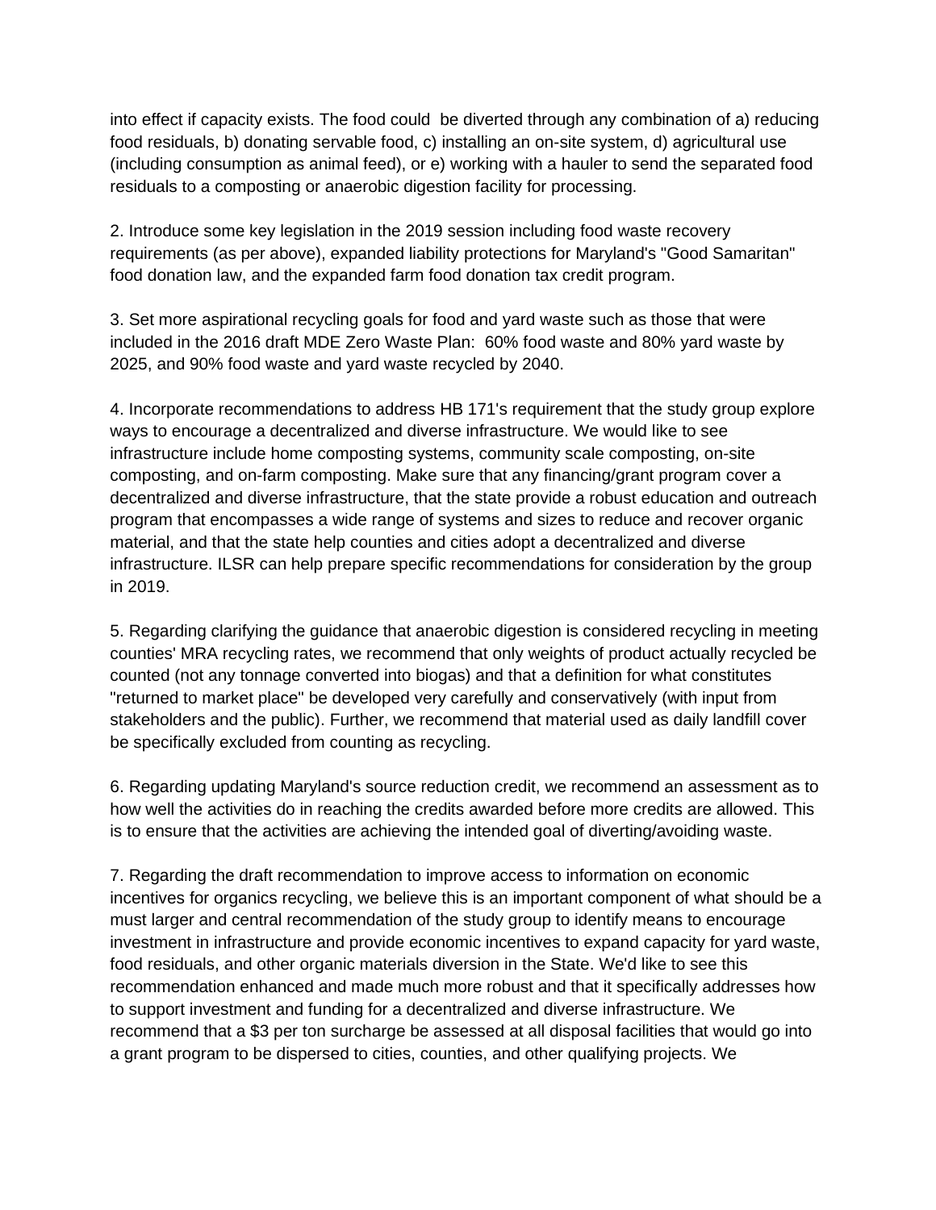into effect if capacity exists. The food could be diverted through any combination of a) reducing food residuals, b) donating servable food, c) installing an on-site system, d) agricultural use (including consumption as animal feed), or e) working with a hauler to send the separated food residuals to a composting or anaerobic digestion facility for processing.

2. Introduce some key legislation in the 2019 session including food waste recovery requirements (as per above), expanded liability protections for Maryland's "Good Samaritan" food donation law, and the expanded farm food donation tax credit program.

3. Set more aspirational recycling goals for food and yard waste such as those that were included in the 2016 draft MDE Zero Waste Plan: 60% food waste and 80% yard waste by 2025, and 90% food waste and yard waste recycled by 2040.

4. Incorporate recommendations to address HB 171's requirement that the study group explore ways to encourage a decentralized and diverse infrastructure. We would like to see infrastructure include home composting systems, community scale composting, on-site composting, and on-farm composting. Make sure that any financing/grant program cover a decentralized and diverse infrastructure, that the state provide a robust education and outreach program that encompasses a wide range of systems and sizes to reduce and recover organic material, and that the state help counties and cities adopt a decentralized and diverse infrastructure. ILSR can help prepare specific recommendations for consideration by the group in 2019.

5. Regarding clarifying the guidance that anaerobic digestion is considered recycling in meeting counties' MRA recycling rates, we recommend that only weights of product actually recycled be counted (not any tonnage converted into biogas) and that a definition for what constitutes "returned to market place" be developed very carefully and conservatively (with input from stakeholders and the public). Further, we recommend that material used as daily landfill cover be specifically excluded from counting as recycling.

6. Regarding updating Maryland's source reduction credit, we recommend an assessment as to how well the activities do in reaching the credits awarded before more credits are allowed. This is to ensure that the activities are achieving the intended goal of diverting/avoiding waste.

7. Regarding the draft recommendation to improve access to information on economic incentives for organics recycling, we believe this is an important component of what should be a must larger and central recommendation of the study group to identify means to encourage investment in infrastructure and provide economic incentives to expand capacity for yard waste, food residuals, and other organic materials diversion in the State. We'd like to see this recommendation enhanced and made much more robust and that it specifically addresses how to support investment and funding for a decentralized and diverse infrastructure. We recommend that a $3 per ton surcharge be assessed at all disposal facilities that would go into a grant program to be dispersed to cities, counties, and other qualifying projects. We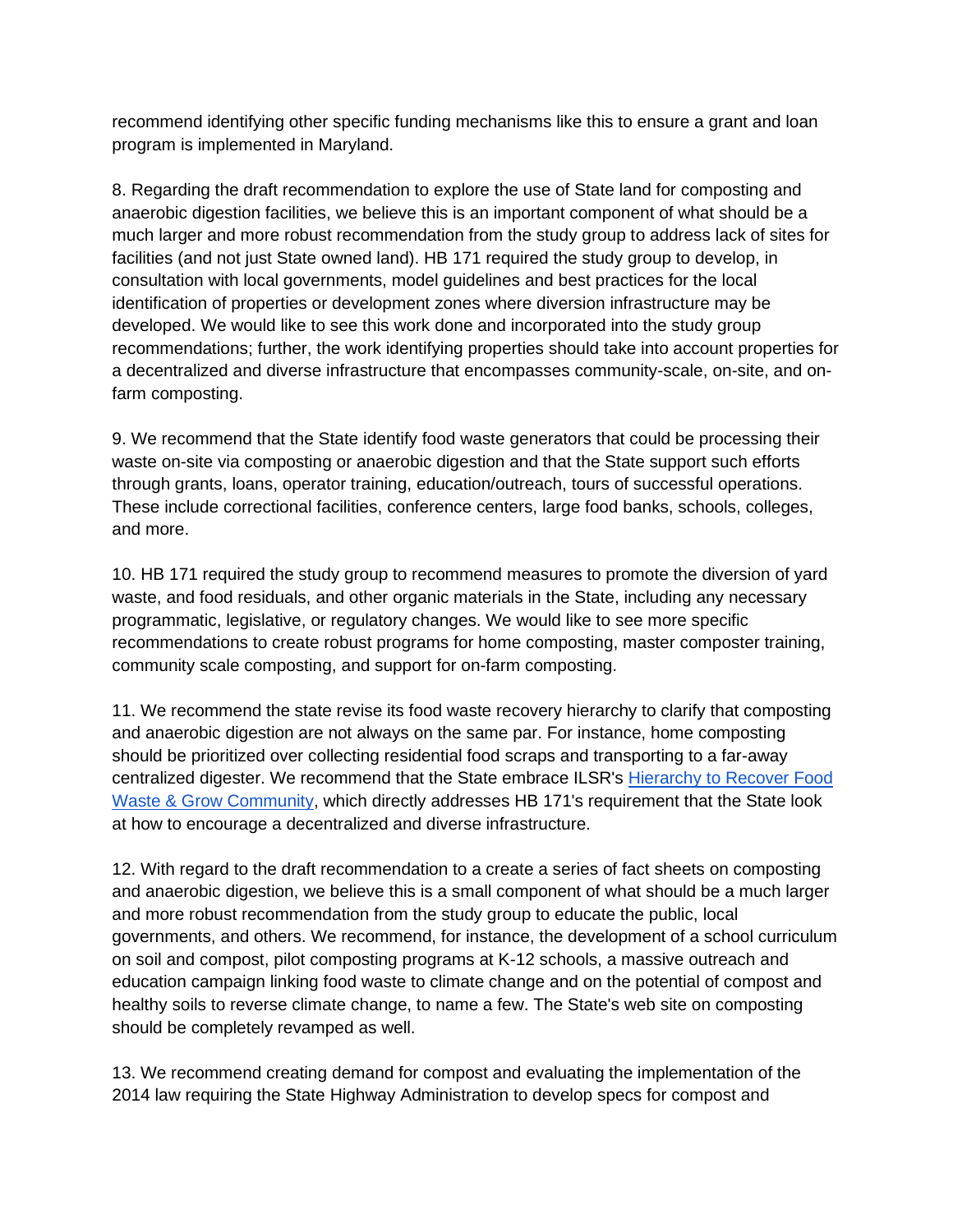recommend identifying other specific funding mechanisms like this to ensure a grant and loan program is implemented in Maryland.

8. Regarding the draft recommendation to explore the use of State land for composting and anaerobic digestion facilities, we believe this is an important component of what should be a much larger and more robust recommendation from the study group to address lack of sites for facilities (and not just State owned land). HB 171 required the study group to develop, in consultation with local governments, model guidelines and best practices for the local identification of properties or development zones where diversion infrastructure may be developed. We would like to see this work done and incorporated into the study group recommendations; further, the work identifying properties should take into account properties for a decentralized and diverse infrastructure that encompasses community-scale, on-site, and on-farm composting.

9. We recommend that the State identify food waste generators that could be processing their waste on-site via composting or anaerobic digestion and that the State support such efforts through grants, loans, operator training, education/outreach, tours of successful operations. These include correctional facilities, conference centers, large food banks, schools, colleges, and more.

10. HB 171 required the study group to recommend measures to promote the diversion of yard waste, and food residuals, and other organic materials in the State, including any necessary programmatic, legislative, or regulatory changes. We would like to see more specific recommendations to create robust programs for home composting, master composter training, community scale composting, and support for on-farm composting.

11. We recommend the state revise its food waste recovery hierarchy to clarify that composting and anaerobic digestion are not always on the same par. For instance, home composting should be prioritized over collecting residential food scraps and transporting to a far-away centralized digester. We recommend that the State embrace ILSR's [Hierarchy to Recover Food Waste & Grow Community](), which directly addresses HB 171's requirement that the State look at how to encourage a decentralized and diverse infrastructure.

12. With regard to the draft recommendation to a create a series of fact sheets on composting and anaerobic digestion, we believe this is a small component of what should be a much larger and more robust recommendation from the study group to educate the public, local governments, and others. We recommend, for instance, the development of a school curriculum on soil and compost, pilot composting programs at K-12 schools, a massive outreach and education campaign linking food waste to climate change and on the potential of compost and healthy soils to reverse climate change, to name a few. The State's web site on composting should be completely revamped as well.

13. We recommend creating demand for compost and evaluating the implementation of the 2014 law requiring the State Highway Administration to develop specs for compost and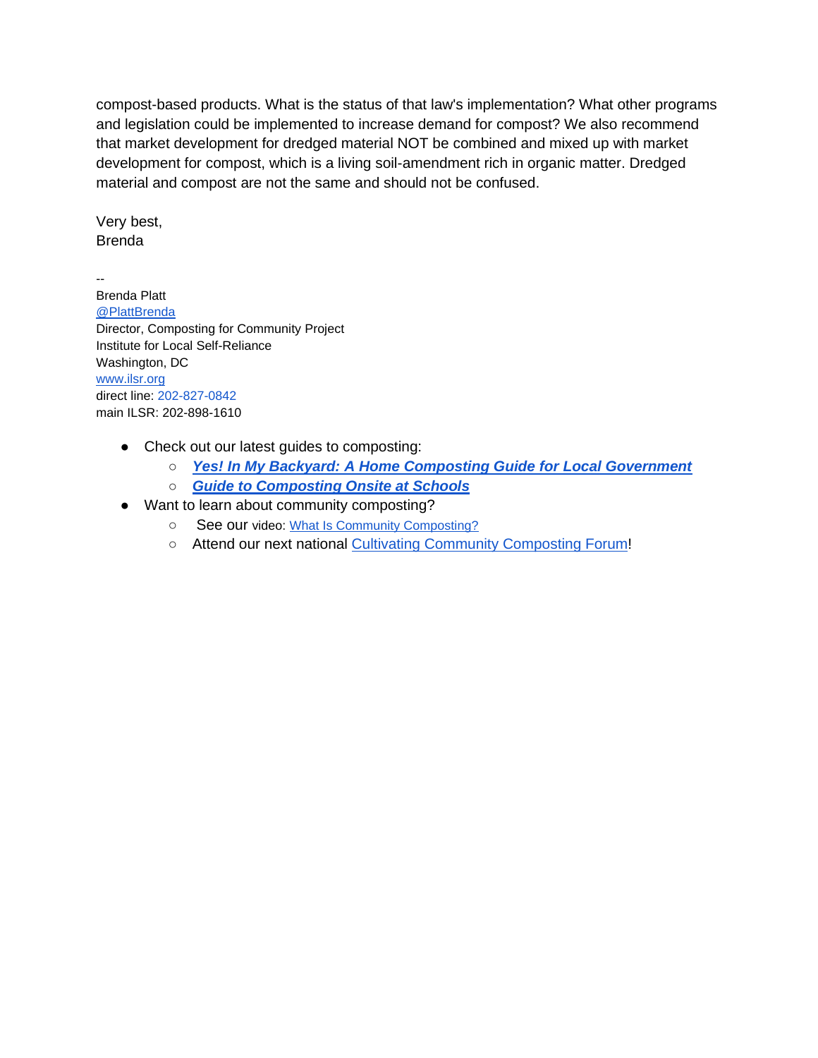compost-based products. What is the status of that law's implementation? What other programs and legislation could be implemented to increase demand for compost? We also recommend that market development for dredged material NOT be combined and mixed up with market development for compost, which is a living soil-amendment rich in organic matter. Dredged material and compost are not the same and should not be confused.

Very best,
Brenda

--
Brenda Platt
@PlattBrenda
Director, Composting for Community Project
Institute for Local Self-Reliance
Washington, DC
www.ilsr.org
direct line: 202-827-0842
main ILSR: 202-898-1610

- Check out our latest guides to composting:
  - ***Yes! In My Backyard: A Home Composting Guide for Local Government***
  - ***Guide to Composting Onsite at Schools***
- Want to learn about community composting?
  - See our video: What Is Community Composting?
  - Attend our next national Cultivating Community Composting Forum!